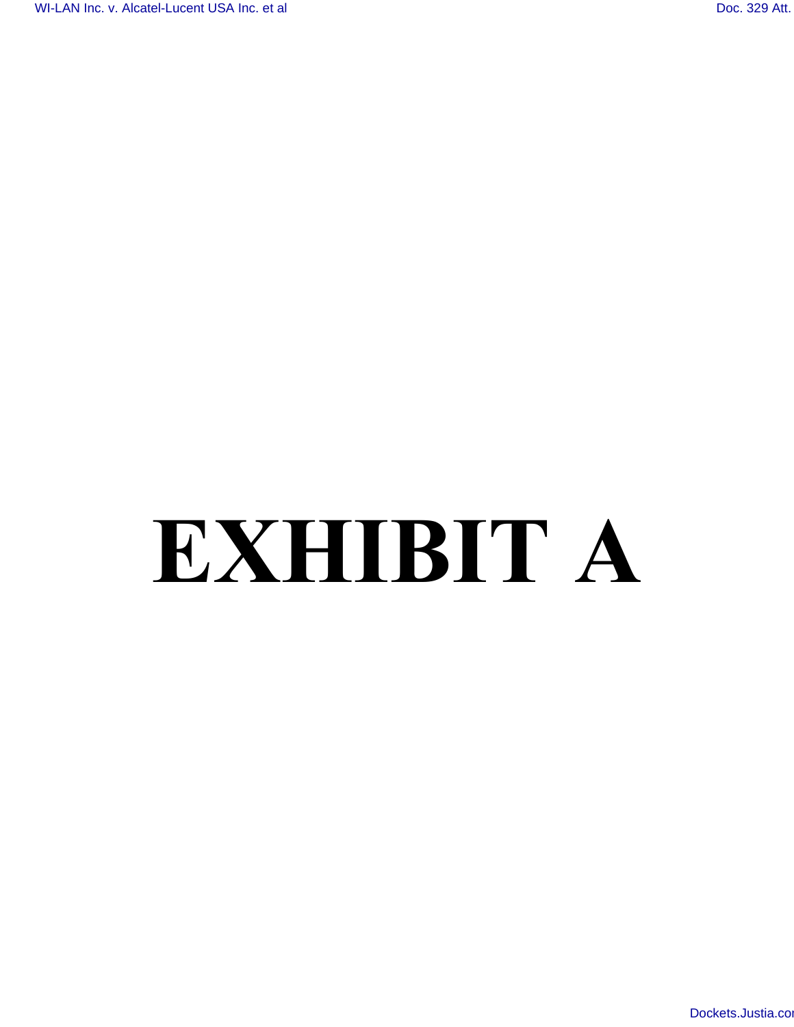# EXHIBIT A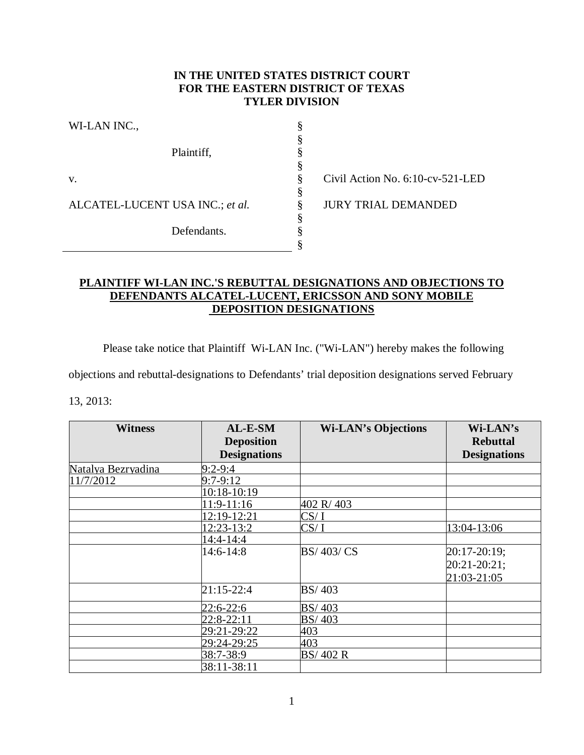IN THE UNITED STATES DISTRICT COURT
FOR THE EASTERN DISTRICT OF TEXAS
TYLER DIVISION

WI-LAN INC.,

Plaintiff,

v.

ALCATEL-LUCENT USA INC.; *et al.*

Defendants.

Civil Action No. 6:10-cv-521-LED

JURY TRIAL DEMANDED

## PLAINTIFF WI-LAN INC.'S REBUTTAL DESIGNATIONS AND OBJECTIONS TO DEFENDANTS ALCATEL-LUCENT, ERICSSON AND SONY MOBILE DEPOSITION DESIGNATIONS

Please take notice that Plaintiff Wi-LAN Inc. ("Wi-LAN") hereby makes the following objections and rebuttal-designations to Defendants' trial deposition designations served February 13, 2013:

| Witness | AL-E-SM Deposition Designations | Wi-LAN's Objections | Wi-LAN's Rebuttal Designations |
|---|---|---|---|
| Natalya Bezryadina | 9:2-9:4 | | |
| 11/7/2012 | 9:7-9:12 | | |
| | 10:18-10:19 | | |
| | 11:9-11:16 | 402 R/ 403 | |
| | 12:19-12:21 | CS/ I | |
| | 12:23-13:2 | CS/ I | 13:04-13:06 |
| | 14:4-14:4 | | |
| | 14:6-14:8 | BS/ 403/ CS | 20:17-20:19; 20:21-20:21; 21:03-21:05 |
| | 21:15-22:4 | BS/ 403 | |
| | 22:6-22:6 | BS/ 403 | |
| | 22:8-22:11 | BS/ 403 | |
| | 29:21-29:22 | 403 | |
| | 29:24-29:25 | 403 | |
| | 38:7-38:9 | BS/ 402 R | |
| | 38:11-38:11 | | |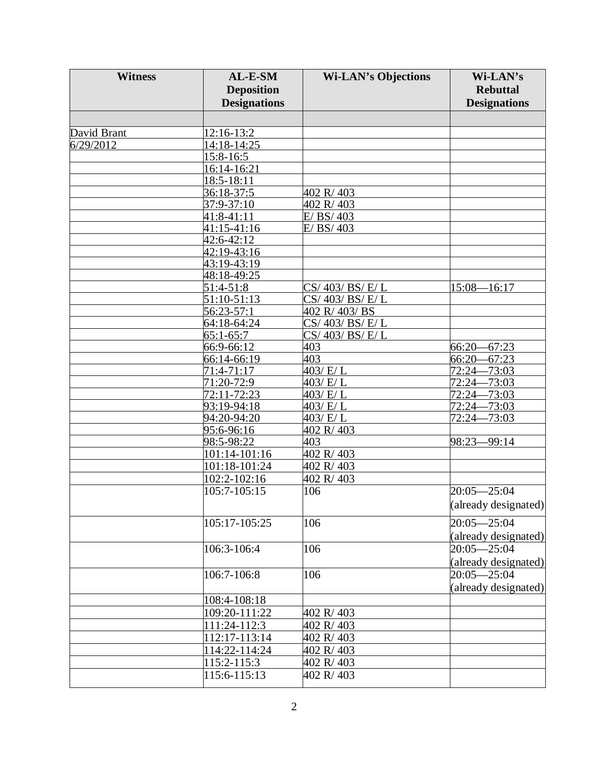| Witness | AL-E-SM Deposition Designations | Wi-LAN's Objections | Wi-LAN's Rebuttal Designations |
|---|---|---|---|
| | | | |
| David Brant | 12:16-13:2 | | |
| 6/29/2012 | 14:18-14:25 | | |
| | 15:8-16:5 | | |
| | 16:14-16:21 | | |
| | 18:5-18:11 | | |
| | 36:18-37:5 | 402 R/ 403 | |
| | 37:9-37:10 | 402 R/ 403 | |
| | 41:8-41:11 | E/ BS/ 403 | |
| | 41:15-41:16 | E/ BS/ 403 | |
| | 42:6-42:12 | | |
| | 42:19-43:16 | | |
| | 43:19-43:19 | | |
| | 48:18-49:25 | | |
| | 51:4-51:8 | CS/ 403/ BS/ E/ L | 15:08—16:17 |
| | 51:10-51:13 | CS/ 403/ BS/ E/ L | |
| | 56:23-57:1 | 402 R/ 403/ BS | |
| | 64:18-64:24 | CS/ 403/ BS/ E/ L | |
| | 65:1-65:7 | CS/ 403/ BS/ E/ L | |
| | 66:9-66:12 | 403 | 66:20—67:23 |
| | 66:14-66:19 | 403 | 66:20—67:23 |
| | 71:4-71:17 | 403/ E/ L | 72:24—73:03 |
| | 71:20-72:9 | 403/ E/ L | 72:24—73:03 |
| | 72:11-72:23 | 403/ E/ L | 72:24—73:03 |
| | 93:19-94:18 | 403/ E/ L | 72:24—73:03 |
| | 94:20-94:20 | 403/ E/ L | 72:24—73:03 |
| | 95:6-96:16 | 402 R/ 403 | |
| | 98:5-98:22 | 403 | 98:23—99:14 |
| | 101:14-101:16 | 402 R/ 403 | |
| | 101:18-101:24 | 402 R/ 403 | |
| | 102:2-102:16 | 402 R/ 403 | |
| | 105:7-105:15 | 106 | 20:05—25:04 (already designated) |
| | 105:17-105:25 | 106 | 20:05—25:04 (already designated) |
| | 106:3-106:4 | 106 | 20:05—25:04 (already designated) |
| | 106:7-106:8 | 106 | 20:05—25:04 (already designated) |
| | 108:4-108:18 | | |
| | 109:20-111:22 | 402 R/ 403 | |
| | 111:24-112:3 | 402 R/ 403 | |
| | 112:17-113:14 | 402 R/ 403 | |
| | 114:22-114:24 | 402 R/ 403 | |
| | 115:2-115:3 | 402 R/ 403 | |
| | 115:6-115:13 | 402 R/ 403 | |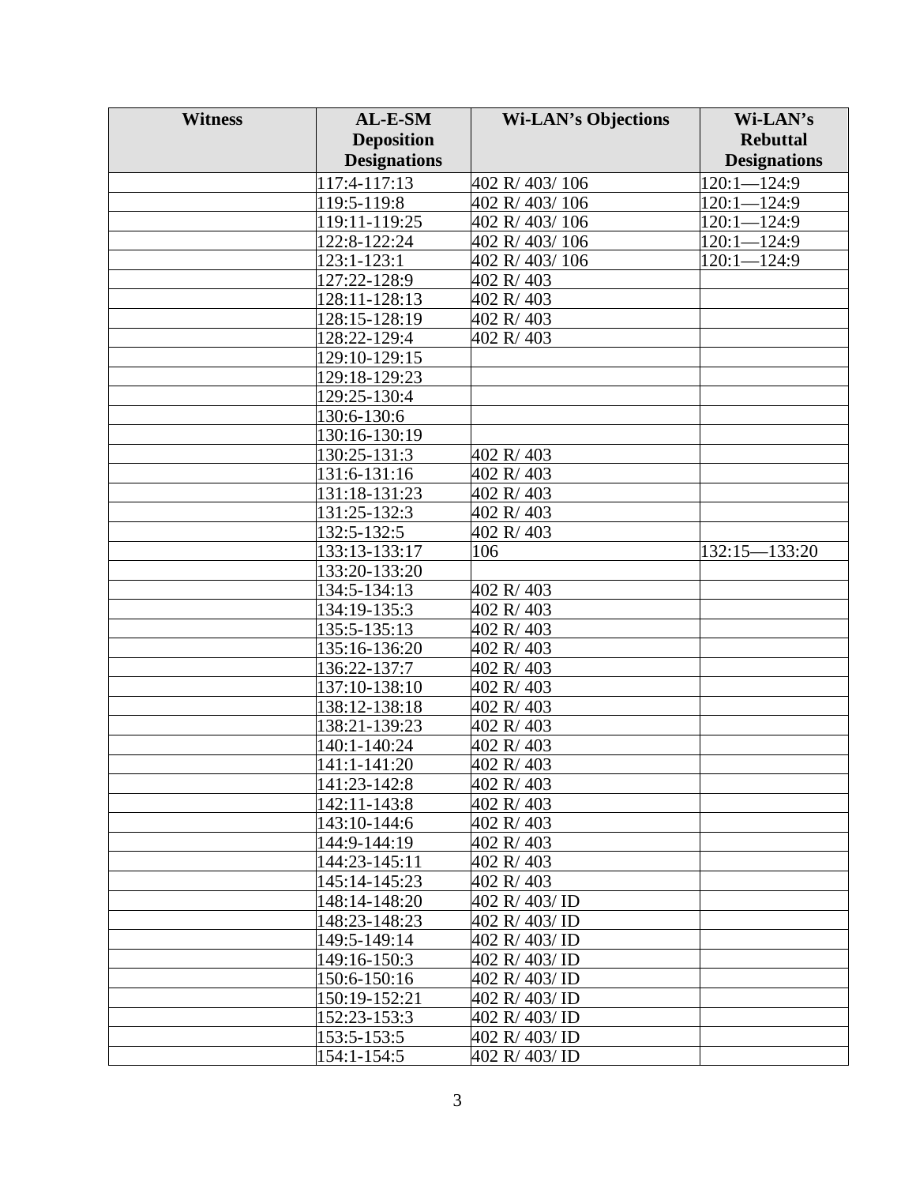| Witness | AL-E-SM Deposition Designations | Wi-LAN's Objections | Wi-LAN's Rebuttal Designations |
|---|---|---|---|
| | 117:4-117:13 | 402 R/ 403/ 106 | 120:1—124:9 |
| | 119:5-119:8 | 402 R/ 403/ 106 | 120:1—124:9 |
| | 119:11-119:25 | 402 R/ 403/ 106 | 120:1—124:9 |
| | 122:8-122:24 | 402 R/ 403/ 106 | 120:1—124:9 |
| | 123:1-123:1 | 402 R/ 403/ 106 | 120:1—124:9 |
| | 127:22-128:9 | 402 R/ 403 | |
| | 128:11-128:13 | 402 R/ 403 | |
| | 128:15-128:19 | 402 R/ 403 | |
| | 128:22-129:4 | 402 R/ 403 | |
| | 129:10-129:15 | | |
| | 129:18-129:23 | | |
| | 129:25-130:4 | | |
| | 130:6-130:6 | | |
| | 130:16-130:19 | | |
| | 130:25-131:3 | 402 R/ 403 | |
| | 131:6-131:16 | 402 R/ 403 | |
| | 131:18-131:23 | 402 R/ 403 | |
| | 131:25-132:3 | 402 R/ 403 | |
| | 132:5-132:5 | 402 R/ 403 | |
| | 133:13-133:17 | 106 | 132:15—133:20 |
| | 133:20-133:20 | | |
| | 134:5-134:13 | 402 R/ 403 | |
| | 134:19-135:3 | 402 R/ 403 | |
| | 135:5-135:13 | 402 R/ 403 | |
| | 135:16-136:20 | 402 R/ 403 | |
| | 136:22-137:7 | 402 R/ 403 | |
| | 137:10-138:10 | 402 R/ 403 | |
| | 138:12-138:18 | 402 R/ 403 | |
| | 138:21-139:23 | 402 R/ 403 | |
| | 140:1-140:24 | 402 R/ 403 | |
| | 141:1-141:20 | 402 R/ 403 | |
| | 141:23-142:8 | 402 R/ 403 | |
| | 142:11-143:8 | 402 R/ 403 | |
| | 143:10-144:6 | 402 R/ 403 | |
| | 144:9-144:19 | 402 R/ 403 | |
| | 144:23-145:11 | 402 R/ 403 | |
| | 145:14-145:23 | 402 R/ 403 | |
| | 148:14-148:20 | 402 R/ 403/ ID | |
| | 148:23-148:23 | 402 R/ 403/ ID | |
| | 149:5-149:14 | 402 R/ 403/ ID | |
| | 149:16-150:3 | 402 R/ 403/ ID | |
| | 150:6-150:16 | 402 R/ 403/ ID | |
| | 150:19-152:21 | 402 R/ 403/ ID | |
| | 152:23-153:3 | 402 R/ 403/ ID | |
| | 153:5-153:5 | 402 R/ 403/ ID | |
| | 154:1-154:5 | 402 R/ 403/ ID | |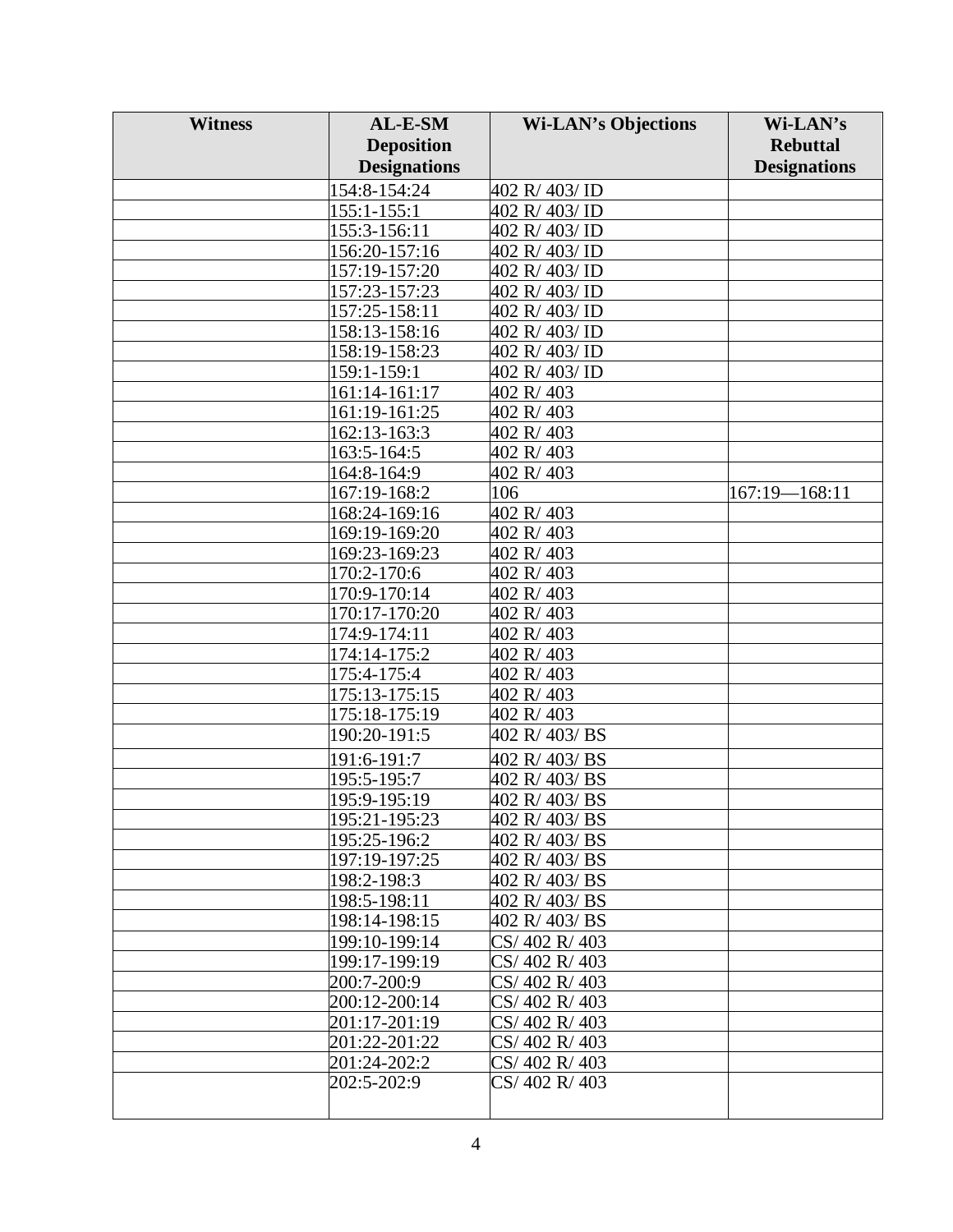| Witness | AL-E-SM Deposition Designations | Wi-LAN's Objections | Wi-LAN's Rebuttal Designations |
|---|---|---|---|
| | 154:8-154:24 | 402 R/ 403/ ID | |
| | 155:1-155:1 | 402 R/ 403/ ID | |
| | 155:3-156:11 | 402 R/ 403/ ID | |
| | 156:20-157:16 | 402 R/ 403/ ID | |
| | 157:19-157:20 | 402 R/ 403/ ID | |
| | 157:23-157:23 | 402 R/ 403/ ID | |
| | 157:25-158:11 | 402 R/ 403/ ID | |
| | 158:13-158:16 | 402 R/ 403/ ID | |
| | 158:19-158:23 | 402 R/ 403/ ID | |
| | 159:1-159:1 | 402 R/ 403/ ID | |
| | 161:14-161:17 | 402 R/ 403 | |
| | 161:19-161:25 | 402 R/ 403 | |
| | 162:13-163:3 | 402 R/ 403 | |
| | 163:5-164:5 | 402 R/ 403 | |
| | 164:8-164:9 | 402 R/ 403 | |
| | 167:19-168:2 | 106 | 167:19—168:11 |
| | 168:24-169:16 | 402 R/ 403 | |
| | 169:19-169:20 | 402 R/ 403 | |
| | 169:23-169:23 | 402 R/ 403 | |
| | 170:2-170:6 | 402 R/ 403 | |
| | 170:9-170:14 | 402 R/ 403 | |
| | 170:17-170:20 | 402 R/ 403 | |
| | 174:9-174:11 | 402 R/ 403 | |
| | 174:14-175:2 | 402 R/ 403 | |
| | 175:4-175:4 | 402 R/ 403 | |
| | 175:13-175:15 | 402 R/ 403 | |
| | 175:18-175:19 | 402 R/ 403 | |
| | 190:20-191:5 | 402 R/ 403/ BS | |
| | 191:6-191:7 | 402 R/ 403/ BS | |
| | 195:5-195:7 | 402 R/ 403/ BS | |
| | 195:9-195:19 | 402 R/ 403/ BS | |
| | 195:21-195:23 | 402 R/ 403/ BS | |
| | 195:25-196:2 | 402 R/ 403/ BS | |
| | 197:19-197:25 | 402 R/ 403/ BS | |
| | 198:2-198:3 | 402 R/ 403/ BS | |
| | 198:5-198:11 | 402 R/ 403/ BS | |
| | 198:14-198:15 | 402 R/ 403/ BS | |
| | 199:10-199:14 | CS/ 402 R/ 403 | |
| | 199:17-199:19 | CS/ 402 R/ 403 | |
| | 200:7-200:9 | CS/ 402 R/ 403 | |
| | 200:12-200:14 | CS/ 402 R/ 403 | |
| | 201:17-201:19 | CS/ 402 R/ 403 | |
| | 201:22-201:22 | CS/ 402 R/ 403 | |
| | 201:24-202:2 | CS/ 402 R/ 403 | |
| | 202:5-202:9 | CS/ 402 R/ 403 | |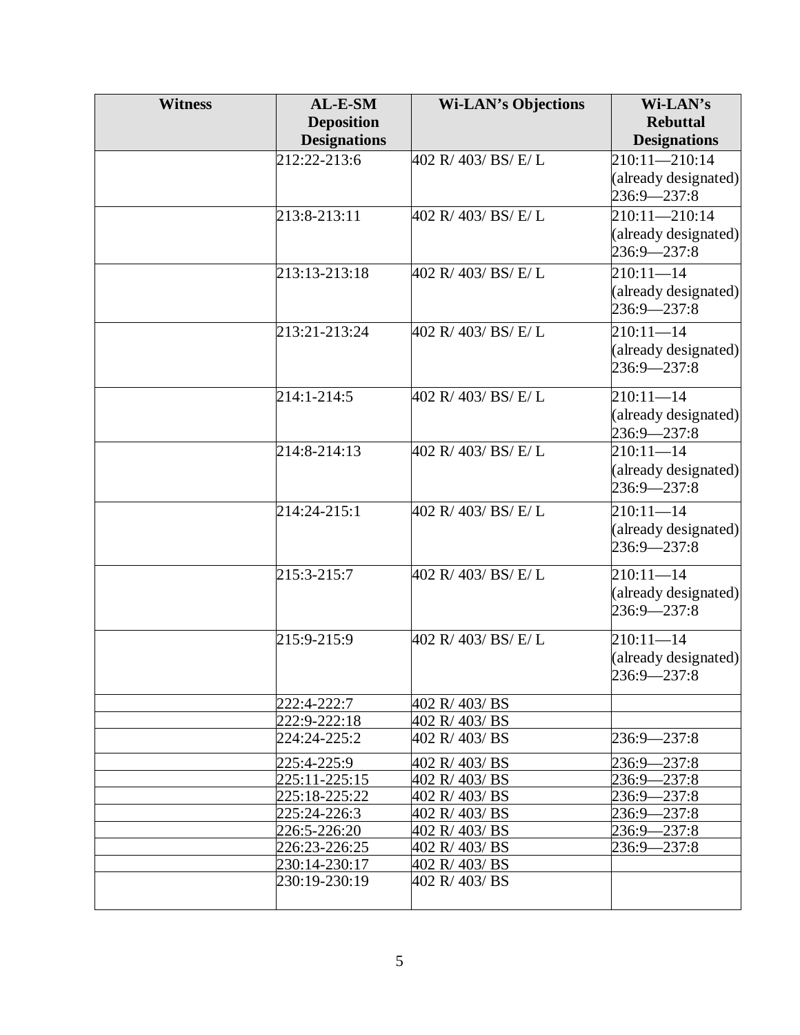| Witness | AL-E-SM Deposition Designations | Wi-LAN's Objections | Wi-LAN's Rebuttal Designations |
|---|---|---|---|
| | 212:22-213:6 | 402 R/ 403/ BS/ E/ L | 210:11—210:14 (already designated) 236:9—237:8 |
| | 213:8-213:11 | 402 R/ 403/ BS/ E/ L | 210:11—210:14 (already designated) 236:9—237:8 |
| | 213:13-213:18 | 402 R/ 403/ BS/ E/ L | 210:11—14 (already designated) 236:9—237:8 |
| | 213:21-213:24 | 402 R/ 403/ BS/ E/ L | 210:11—14 (already designated) 236:9—237:8 |
| | 214:1-214:5 | 402 R/ 403/ BS/ E/ L | 210:11—14 (already designated) 236:9—237:8 |
| | 214:8-214:13 | 402 R/ 403/ BS/ E/ L | 210:11—14 (already designated) 236:9—237:8 |
| | 214:24-215:1 | 402 R/ 403/ BS/ E/ L | 210:11—14 (already designated) 236:9—237:8 |
| | 215:3-215:7 | 402 R/ 403/ BS/ E/ L | 210:11—14 (already designated) 236:9—237:8 |
| | 215:9-215:9 | 402 R/ 403/ BS/ E/ L | 210:11—14 (already designated) 236:9—237:8 |
| | 222:4-222:7 | 402 R/ 403/ BS | |
| | 222:9-222:18 | 402 R/ 403/ BS | |
| | 224:24-225:2 | 402 R/ 403/ BS | 236:9—237:8 |
| | 225:4-225:9 | 402 R/ 403/ BS | 236:9—237:8 |
| | 225:11-225:15 | 402 R/ 403/ BS | 236:9—237:8 |
| | 225:18-225:22 | 402 R/ 403/ BS | 236:9—237:8 |
| | 225:24-226:3 | 402 R/ 403/ BS | 236:9—237:8 |
| | 226:5-226:20 | 402 R/ 403/ BS | 236:9—237:8 |
| | 226:23-226:25 | 402 R/ 403/ BS | 236:9—237:8 |
| | 230:14-230:17 | 402 R/ 403/ BS | |
| | 230:19-230:19 | 402 R/ 403/ BS | |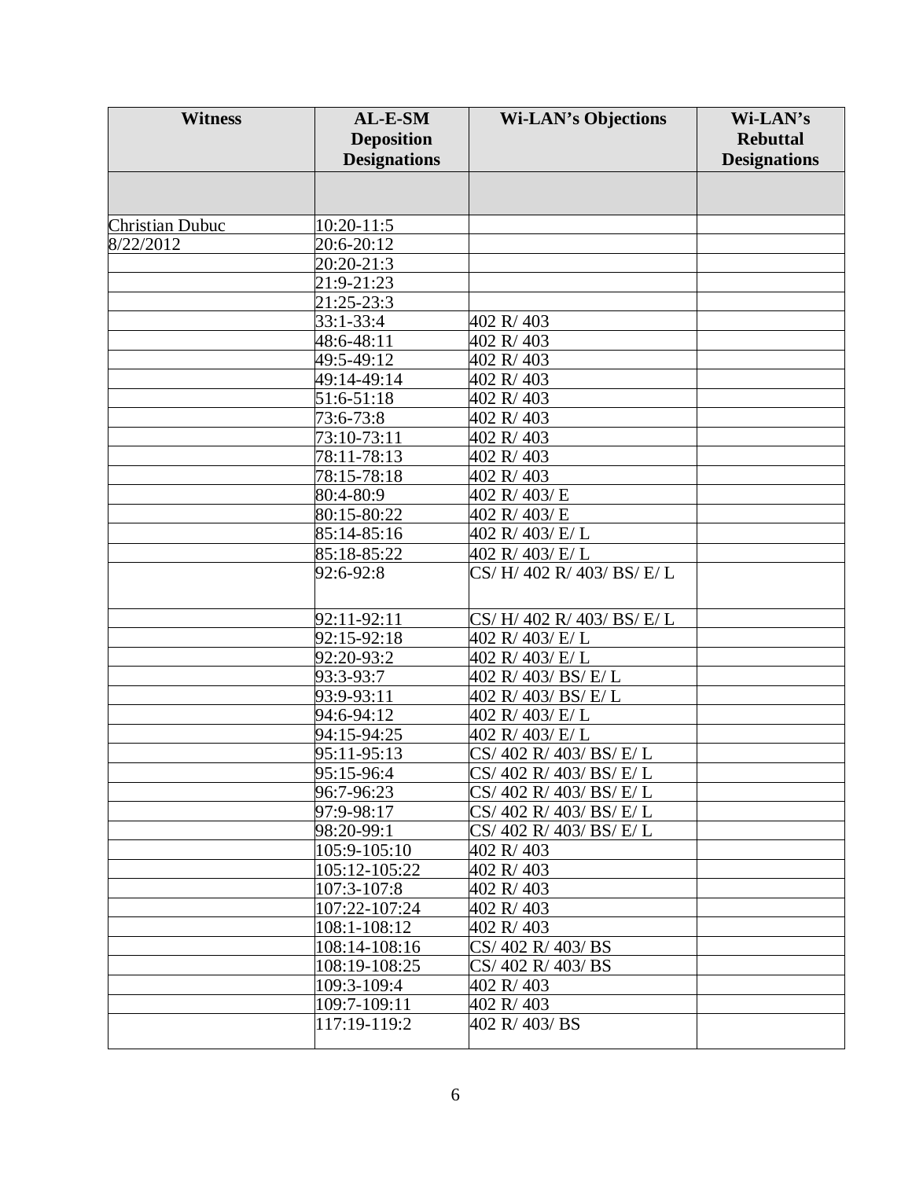| Witness | AL-E-SM Deposition Designations | Wi-LAN's Objections | Wi-LAN's Rebuttal Designations |
|---|---|---|---|
| | | | |
| Christian Dubuc | 10:20-11:5 | | |
| 8/22/2012 | 20:6-20:12 | | |
| | 20:20-21:3 | | |
| | 21:9-21:23 | | |
| | 21:25-23:3 | | |
| | 33:1-33:4 | 402 R/ 403 | |
| | 48:6-48:11 | 402 R/ 403 | |
| | 49:5-49:12 | 402 R/ 403 | |
| | 49:14-49:14 | 402 R/ 403 | |
| | 51:6-51:18 | 402 R/ 403 | |
| | 73:6-73:8 | 402 R/ 403 | |
| | 73:10-73:11 | 402 R/ 403 | |
| | 78:11-78:13 | 402 R/ 403 | |
| | 78:15-78:18 | 402 R/ 403 | |
| | 80:4-80:9 | 402 R/ 403/ E | |
| | 80:15-80:22 | 402 R/ 403/ E | |
| | 85:14-85:16 | 402 R/ 403/ E/ L | |
| | 85:18-85:22 | 402 R/ 403/ E/ L | |
| | 92:6-92:8 | CS/ H/ 402 R/ 403/ BS/ E/ L | |
| | 92:11-92:11 | CS/ H/ 402 R/ 403/ BS/ E/ L | |
| | 92:15-92:18 | 402 R/ 403/ E/ L | |
| | 92:20-93:2 | 402 R/ 403/ E/ L | |
| | 93:3-93:7 | 402 R/ 403/ BS/ E/ L | |
| | 93:9-93:11 | 402 R/ 403/ BS/ E/ L | |
| | 94:6-94:12 | 402 R/ 403/ E/ L | |
| | 94:15-94:25 | 402 R/ 403/ E/ L | |
| | 95:11-95:13 | CS/ 402 R/ 403/ BS/ E/ L | |
| | 95:15-96:4 | CS/ 402 R/ 403/ BS/ E/ L | |
| | 96:7-96:23 | CS/ 402 R/ 403/ BS/ E/ L | |
| | 97:9-98:17 | CS/ 402 R/ 403/ BS/ E/ L | |
| | 98:20-99:1 | CS/ 402 R/ 403/ BS/ E/ L | |
| | 105:9-105:10 | 402 R/ 403 | |
| | 105:12-105:22 | 402 R/ 403 | |
| | 107:3-107:8 | 402 R/ 403 | |
| | 107:22-107:24 | 402 R/ 403 | |
| | 108:1-108:12 | 402 R/ 403 | |
| | 108:14-108:16 | CS/ 402 R/ 403/ BS | |
| | 108:19-108:25 | CS/ 402 R/ 403/ BS | |
| | 109:3-109:4 | 402 R/ 403 | |
| | 109:7-109:11 | 402 R/ 403 | |
| | 117:19-119:2 | 402 R/ 403/ BS | |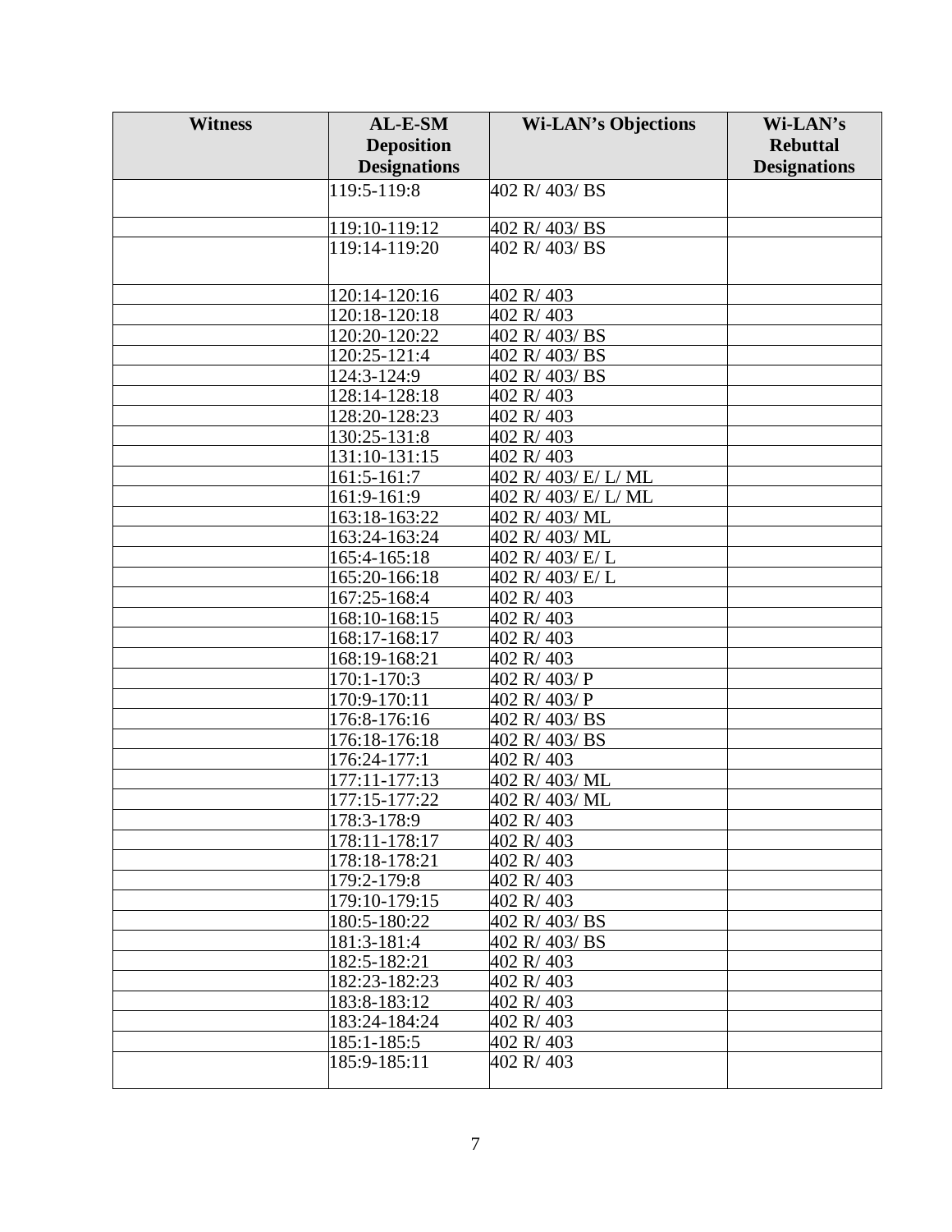| Witness | AL-E-SM Deposition Designations | Wi-LAN's Objections | Wi-LAN's Rebuttal Designations |
|---|---|---|---|
| | 119:5-119:8 | 402 R/ 403/ BS | |
| | 119:10-119:12 | 402 R/ 403/ BS | |
| | 119:14-119:20 | 402 R/ 403/ BS | |
| | 120:14-120:16 | 402 R/ 403 | |
| | 120:18-120:18 | 402 R/ 403 | |
| | 120:20-120:22 | 402 R/ 403/ BS | |
| | 120:25-121:4 | 402 R/ 403/ BS | |
| | 124:3-124:9 | 402 R/ 403/ BS | |
| | 128:14-128:18 | 402 R/ 403 | |
| | 128:20-128:23 | 402 R/ 403 | |
| | 130:25-131:8 | 402 R/ 403 | |
| | 131:10-131:15 | 402 R/ 403 | |
| | 161:5-161:7 | 402 R/ 403/ E/ L/ ML | |
| | 161:9-161:9 | 402 R/ 403/ E/ L/ ML | |
| | 163:18-163:22 | 402 R/ 403/ ML | |
| | 163:24-163:24 | 402 R/ 403/ ML | |
| | 165:4-165:18 | 402 R/ 403/ E/ L | |
| | 165:20-166:18 | 402 R/ 403/ E/ L | |
| | 167:25-168:4 | 402 R/ 403 | |
| | 168:10-168:15 | 402 R/ 403 | |
| | 168:17-168:17 | 402 R/ 403 | |
| | 168:19-168:21 | 402 R/ 403 | |
| | 170:1-170:3 | 402 R/ 403/ P | |
| | 170:9-170:11 | 402 R/ 403/ P | |
| | 176:8-176:16 | 402 R/ 403/ BS | |
| | 176:18-176:18 | 402 R/ 403/ BS | |
| | 176:24-177:1 | 402 R/ 403 | |
| | 177:11-177:13 | 402 R/ 403/ ML | |
| | 177:15-177:22 | 402 R/ 403/ ML | |
| | 178:3-178:9 | 402 R/ 403 | |
| | 178:11-178:17 | 402 R/ 403 | |
| | 178:18-178:21 | 402 R/ 403 | |
| | 179:2-179:8 | 402 R/ 403 | |
| | 179:10-179:15 | 402 R/ 403 | |
| | 180:5-180:22 | 402 R/ 403/ BS | |
| | 181:3-181:4 | 402 R/ 403/ BS | |
| | 182:5-182:21 | 402 R/ 403 | |
| | 182:23-182:23 | 402 R/ 403 | |
| | 183:8-183:12 | 402 R/ 403 | |
| | 183:24-184:24 | 402 R/ 403 | |
| | 185:1-185:5 | 402 R/ 403 | |
| | 185:9-185:11 | 402 R/ 403 | |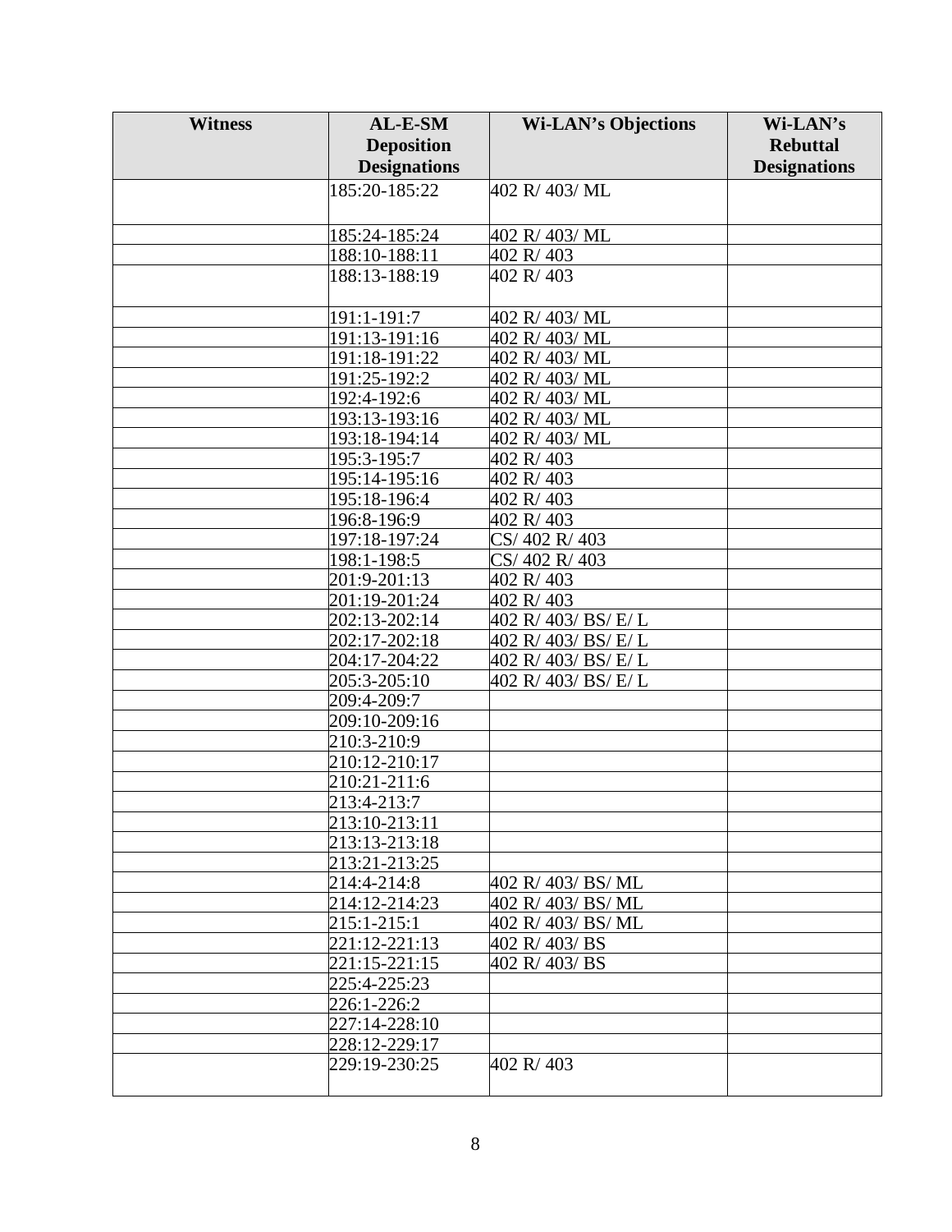| Witness | AL-E-SM Deposition Designations | Wi-LAN's Objections | Wi-LAN's Rebuttal Designations |
|---|---|---|---|
| | 185:20-185:22 | 402 R/ 403/ ML | |
| | 185:24-185:24 | 402 R/ 403/ ML | |
| | 188:10-188:11 | 402 R/ 403 | |
| | 188:13-188:19 | 402 R/ 403 | |
| | 191:1-191:7 | 402 R/ 403/ ML | |
| | 191:13-191:16 | 402 R/ 403/ ML | |
| | 191:18-191:22 | 402 R/ 403/ ML | |
| | 191:25-192:2 | 402 R/ 403/ ML | |
| | 192:4-192:6 | 402 R/ 403/ ML | |
| | 193:13-193:16 | 402 R/ 403/ ML | |
| | 193:18-194:14 | 402 R/ 403/ ML | |
| | 195:3-195:7 | 402 R/ 403 | |
| | 195:14-195:16 | 402 R/ 403 | |
| | 195:18-196:4 | 402 R/ 403 | |
| | 196:8-196:9 | 402 R/ 403 | |
| | 197:18-197:24 | CS/ 402 R/ 403 | |
| | 198:1-198:5 | CS/ 402 R/ 403 | |
| | 201:9-201:13 | 402 R/ 403 | |
| | 201:19-201:24 | 402 R/ 403 | |
| | 202:13-202:14 | 402 R/ 403/ BS/ E/ L | |
| | 202:17-202:18 | 402 R/ 403/ BS/ E/ L | |
| | 204:17-204:22 | 402 R/ 403/ BS/ E/ L | |
| | 205:3-205:10 | 402 R/ 403/ BS/ E/ L | |
| | 209:4-209:7 | | |
| | 209:10-209:16 | | |
| | 210:3-210:9 | | |
| | 210:12-210:17 | | |
| | 210:21-211:6 | | |
| | 213:4-213:7 | | |
| | 213:10-213:11 | | |
| | 213:13-213:18 | | |
| | 213:21-213:25 | | |
| | 214:4-214:8 | 402 R/ 403/ BS/ ML | |
| | 214:12-214:23 | 402 R/ 403/ BS/ ML | |
| | 215:1-215:1 | 402 R/ 403/ BS/ ML | |
| | 221:12-221:13 | 402 R/ 403/ BS | |
| | 221:15-221:15 | 402 R/ 403/ BS | |
| | 225:4-225:23 | | |
| | 226:1-226:2 | | |
| | 227:14-228:10 | | |
| | 228:12-229:17 | | |
| | 229:19-230:25 | 402 R/ 403 | |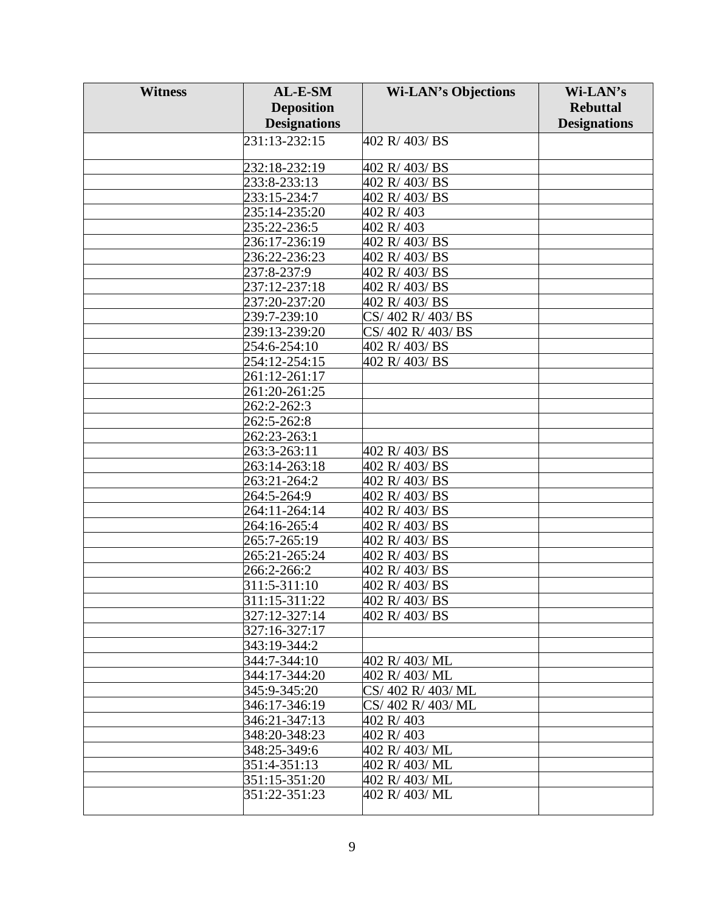| Witness | AL-E-SM Deposition Designations | Wi-LAN's Objections | Wi-LAN's Rebuttal Designations |
|---|---|---|---|
| | 231:13-232:15 | 402 R/ 403/ BS | |
| | 232:18-232:19 | 402 R/ 403/ BS | |
| | 233:8-233:13 | 402 R/ 403/ BS | |
| | 233:15-234:7 | 402 R/ 403/ BS | |
| | 235:14-235:20 | 402 R/ 403 | |
| | 235:22-236:5 | 402 R/ 403 | |
| | 236:17-236:19 | 402 R/ 403/ BS | |
| | 236:22-236:23 | 402 R/ 403/ BS | |
| | 237:8-237:9 | 402 R/ 403/ BS | |
| | 237:12-237:18 | 402 R/ 403/ BS | |
| | 237:20-237:20 | 402 R/ 403/ BS | |
| | 239:7-239:10 | CS/ 402 R/ 403/ BS | |
| | 239:13-239:20 | CS/ 402 R/ 403/ BS | |
| | 254:6-254:10 | 402 R/ 403/ BS | |
| | 254:12-254:15 | 402 R/ 403/ BS | |
| | 261:12-261:17 | | |
| | 261:20-261:25 | | |
| | 262:2-262:3 | | |
| | 262:5-262:8 | | |
| | 262:23-263:1 | | |
| | 263:3-263:11 | 402 R/ 403/ BS | |
| | 263:14-263:18 | 402 R/ 403/ BS | |
| | 263:21-264:2 | 402 R/ 403/ BS | |
| | 264:5-264:9 | 402 R/ 403/ BS | |
| | 264:11-264:14 | 402 R/ 403/ BS | |
| | 264:16-265:4 | 402 R/ 403/ BS | |
| | 265:7-265:19 | 402 R/ 403/ BS | |
| | 265:21-265:24 | 402 R/ 403/ BS | |
| | 266:2-266:2 | 402 R/ 403/ BS | |
| | 311:5-311:10 | 402 R/ 403/ BS | |
| | 311:15-311:22 | 402 R/ 403/ BS | |
| | 327:12-327:14 | 402 R/ 403/ BS | |
| | 327:16-327:17 | | |
| | 343:19-344:2 | | |
| | 344:7-344:10 | 402 R/ 403/ ML | |
| | 344:17-344:20 | 402 R/ 403/ ML | |
| | 345:9-345:20 | CS/ 402 R/ 403/ ML | |
| | 346:17-346:19 | CS/ 402 R/ 403/ ML | |
| | 346:21-347:13 | 402 R/ 403 | |
| | 348:20-348:23 | 402 R/ 403 | |
| | 348:25-349:6 | 402 R/ 403/ ML | |
| | 351:4-351:13 | 402 R/ 403/ ML | |
| | 351:15-351:20 | 402 R/ 403/ ML | |
| | 351:22-351:23 | 402 R/ 403/ ML | |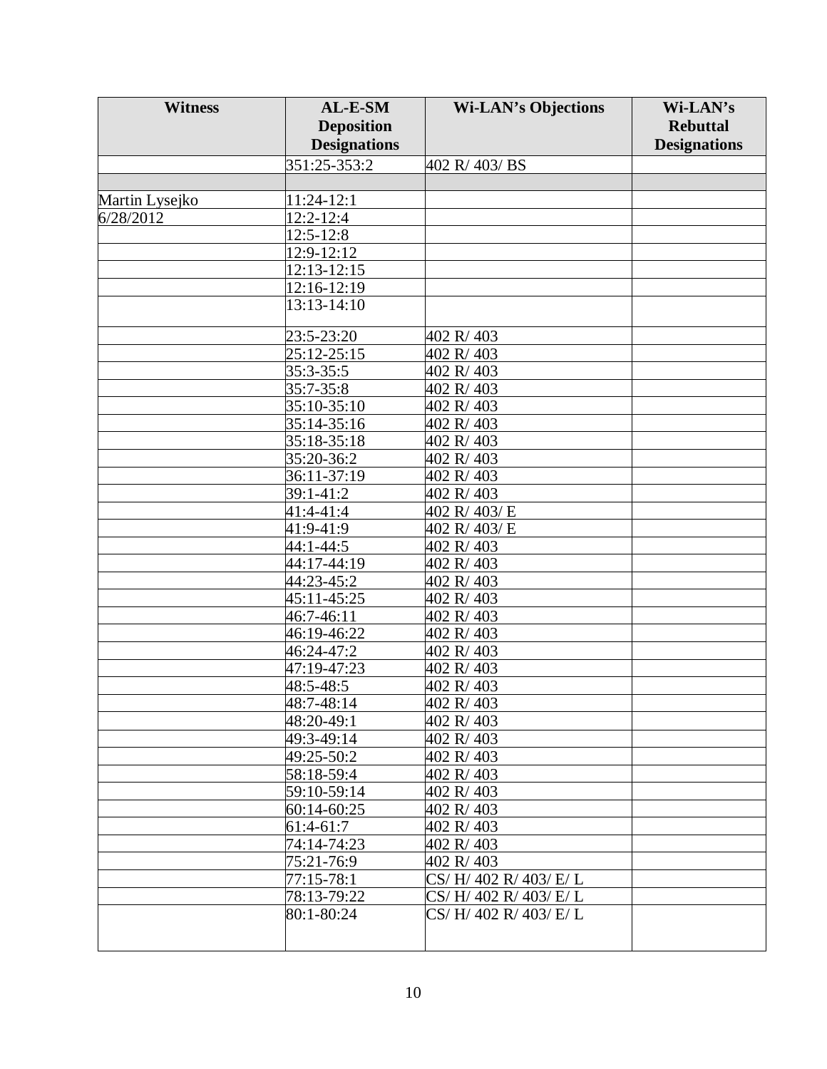| Witness | AL-E-SM Deposition Designations | Wi-LAN's Objections | Wi-LAN's Rebuttal Designations |
|---|---|---|---|
| | 351:25-353:2 | 402 R/ 403/ BS | |
| | | | |
| Martin Lysejko | 11:24-12:1 | | |
| 6/28/2012 | 12:2-12:4 | | |
| | 12:5-12:8 | | |
| | 12:9-12:12 | | |
| | 12:13-12:15 | | |
| | 12:16-12:19 | | |
| | 13:13-14:10 | | |
| | 23:5-23:20 | 402 R/ 403 | |
| | 25:12-25:15 | 402 R/ 403 | |
| | 35:3-35:5 | 402 R/ 403 | |
| | 35:7-35:8 | 402 R/ 403 | |
| | 35:10-35:10 | 402 R/ 403 | |
| | 35:14-35:16 | 402 R/ 403 | |
| | 35:18-35:18 | 402 R/ 403 | |
| | 35:20-36:2 | 402 R/ 403 | |
| | 36:11-37:19 | 402 R/ 403 | |
| | 39:1-41:2 | 402 R/ 403 | |
| | 41:4-41:4 | 402 R/ 403/ E | |
| | 41:9-41:9 | 402 R/ 403/ E | |
| | 44:1-44:5 | 402 R/ 403 | |
| | 44:17-44:19 | 402 R/ 403 | |
| | 44:23-45:2 | 402 R/ 403 | |
| | 45:11-45:25 | 402 R/ 403 | |
| | 46:7-46:11 | 402 R/ 403 | |
| | 46:19-46:22 | 402 R/ 403 | |
| | 46:24-47:2 | 402 R/ 403 | |
| | 47:19-47:23 | 402 R/ 403 | |
| | 48:5-48:5 | 402 R/ 403 | |
| | 48:7-48:14 | 402 R/ 403 | |
| | 48:20-49:1 | 402 R/ 403 | |
| | 49:3-49:14 | 402 R/ 403 | |
| | 49:25-50:2 | 402 R/ 403 | |
| | 58:18-59:4 | 402 R/ 403 | |
| | 59:10-59:14 | 402 R/ 403 | |
| | 60:14-60:25 | 402 R/ 403 | |
| | 61:4-61:7 | 402 R/ 403 | |
| | 74:14-74:23 | 402 R/ 403 | |
| | 75:21-76:9 | 402 R/ 403 | |
| | 77:15-78:1 | CS/ H/ 402 R/ 403/ E/ L | |
| | 78:13-79:22 | CS/ H/ 402 R/ 403/ E/ L | |
| | 80:1-80:24 | CS/ H/ 402 R/ 403/ E/ L | |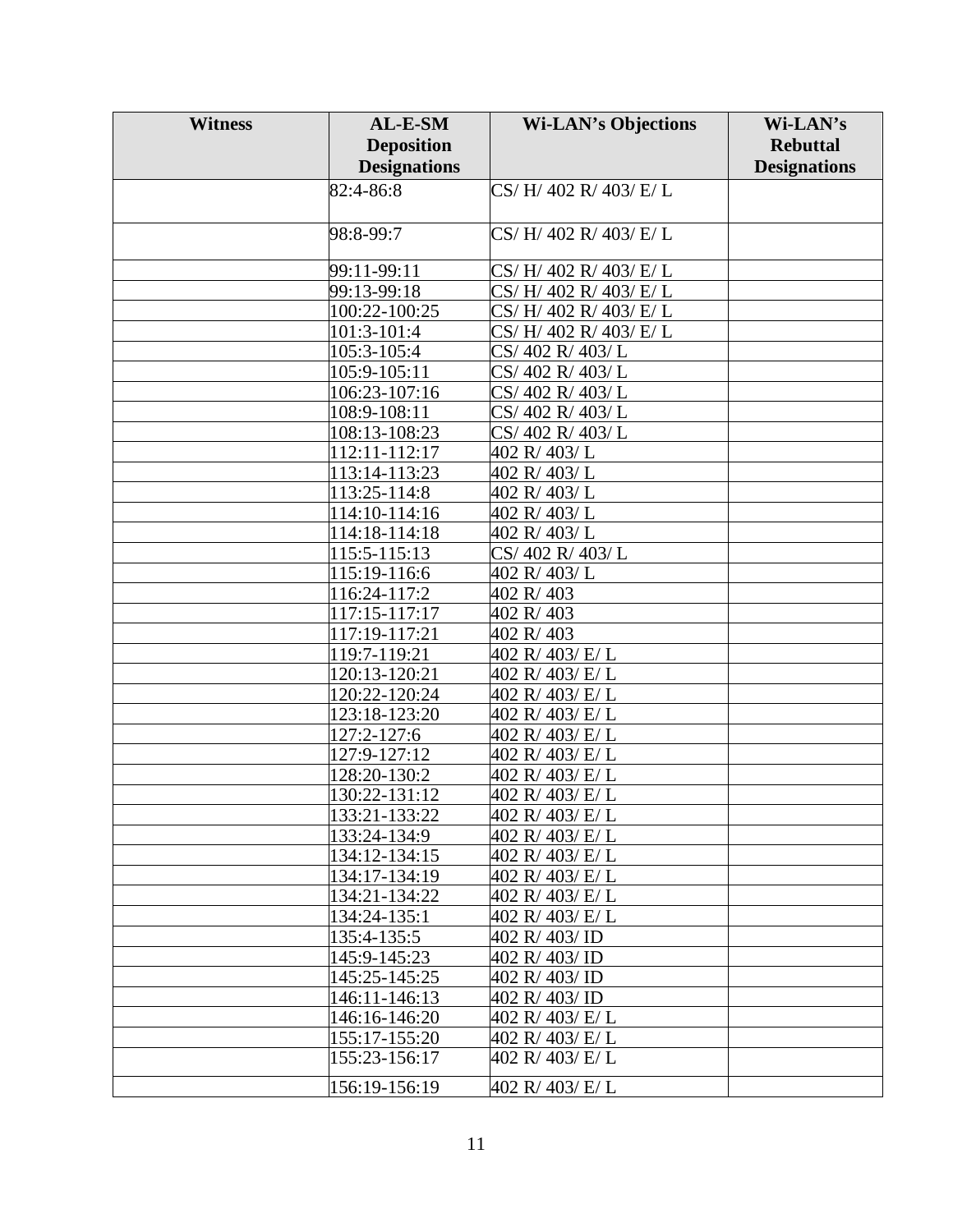| Witness | AL-E-SM Deposition Designations | Wi-LAN's Objections | Wi-LAN's Rebuttal Designations |
|---|---|---|---|
| | 82:4-86:8 | CS/ H/ 402 R/ 403/ E/ L | |
| | 98:8-99:7 | CS/ H/ 402 R/ 403/ E/ L | |
| | 99:11-99:11 | CS/ H/ 402 R/ 403/ E/ L | |
| | 99:13-99:18 | CS/ H/ 402 R/ 403/ E/ L | |
| | 100:22-100:25 | CS/ H/ 402 R/ 403/ E/ L | |
| | 101:3-101:4 | CS/ H/ 402 R/ 403/ E/ L | |
| | 105:3-105:4 | CS/ 402 R/ 403/ L | |
| | 105:9-105:11 | CS/ 402 R/ 403/ L | |
| | 106:23-107:16 | CS/ 402 R/ 403/ L | |
| | 108:9-108:11 | CS/ 402 R/ 403/ L | |
| | 108:13-108:23 | CS/ 402 R/ 403/ L | |
| | 112:11-112:17 | 402 R/ 403/ L | |
| | 113:14-113:23 | 402 R/ 403/ L | |
| | 113:25-114:8 | 402 R/ 403/ L | |
| | 114:10-114:16 | 402 R/ 403/ L | |
| | 114:18-114:18 | 402 R/ 403/ L | |
| | 115:5-115:13 | CS/ 402 R/ 403/ L | |
| | 115:19-116:6 | 402 R/ 403/ L | |
| | 116:24-117:2 | 402 R/ 403 | |
| | 117:15-117:17 | 402 R/ 403 | |
| | 117:19-117:21 | 402 R/ 403 | |
| | 119:7-119:21 | 402 R/ 403/ E/ L | |
| | 120:13-120:21 | 402 R/ 403/ E/ L | |
| | 120:22-120:24 | 402 R/ 403/ E/ L | |
| | 123:18-123:20 | 402 R/ 403/ E/ L | |
| | 127:2-127:6 | 402 R/ 403/ E/ L | |
| | 127:9-127:12 | 402 R/ 403/ E/ L | |
| | 128:20-130:2 | 402 R/ 403/ E/ L | |
| | 130:22-131:12 | 402 R/ 403/ E/ L | |
| | 133:21-133:22 | 402 R/ 403/ E/ L | |
| | 133:24-134:9 | 402 R/ 403/ E/ L | |
| | 134:12-134:15 | 402 R/ 403/ E/ L | |
| | 134:17-134:19 | 402 R/ 403/ E/ L | |
| | 134:21-134:22 | 402 R/ 403/ E/ L | |
| | 134:24-135:1 | 402 R/ 403/ E/ L | |
| | 135:4-135:5 | 402 R/ 403/ ID | |
| | 145:9-145:23 | 402 R/ 403/ ID | |
| | 145:25-145:25 | 402 R/ 403/ ID | |
| | 146:11-146:13 | 402 R/ 403/ ID | |
| | 146:16-146:20 | 402 R/ 403/ E/ L | |
| | 155:17-155:20 | 402 R/ 403/ E/ L | |
| | 155:23-156:17 | 402 R/ 403/ E/ L | |
| | 156:19-156:19 | 402 R/ 403/ E/ L | |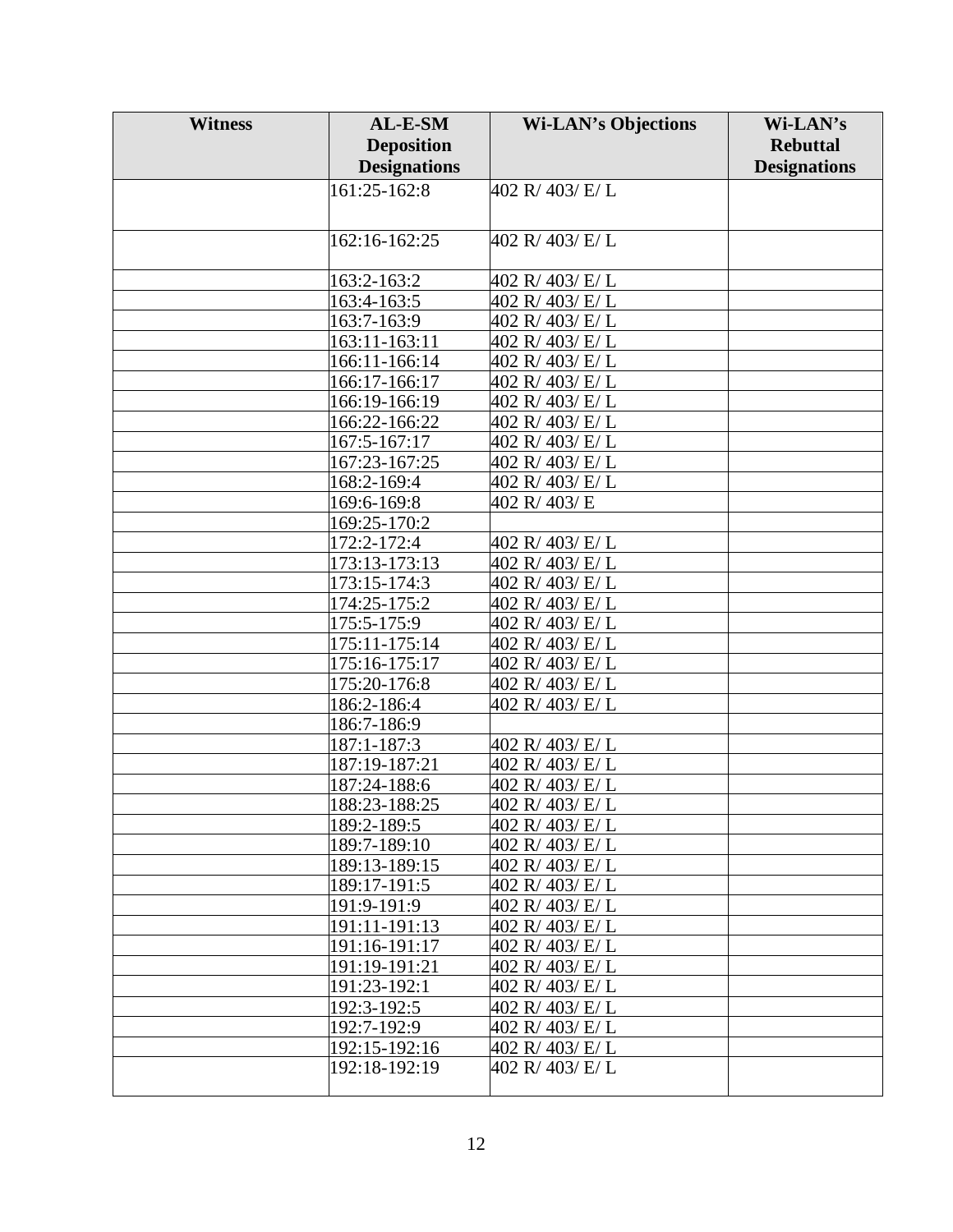| Witness | AL-E-SM Deposition Designations | Wi-LAN's Objections | Wi-LAN's Rebuttal Designations |
|---|---|---|---|
| | 161:25-162:8 | 402 R/ 403/ E/ L | |
| | 162:16-162:25 | 402 R/ 403/ E/ L | |
| | 163:2-163:2 | 402 R/ 403/ E/ L | |
| | 163:4-163:5 | 402 R/ 403/ E/ L | |
| | 163:7-163:9 | 402 R/ 403/ E/ L | |
| | 163:11-163:11 | 402 R/ 403/ E/ L | |
| | 166:11-166:14 | 402 R/ 403/ E/ L | |
| | 166:17-166:17 | 402 R/ 403/ E/ L | |
| | 166:19-166:19 | 402 R/ 403/ E/ L | |
| | 166:22-166:22 | 402 R/ 403/ E/ L | |
| | 167:5-167:17 | 402 R/ 403/ E/ L | |
| | 167:23-167:25 | 402 R/ 403/ E/ L | |
| | 168:2-169:4 | 402 R/ 403/ E/ L | |
| | 169:6-169:8 | 402 R/ 403/ E | |
| | 169:25-170:2 | | |
| | 172:2-172:4 | 402 R/ 403/ E/ L | |
| | 173:13-173:13 | 402 R/ 403/ E/ L | |
| | 173:15-174:3 | 402 R/ 403/ E/ L | |
| | 174:25-175:2 | 402 R/ 403/ E/ L | |
| | 175:5-175:9 | 402 R/ 403/ E/ L | |
| | 175:11-175:14 | 402 R/ 403/ E/ L | |
| | 175:16-175:17 | 402 R/ 403/ E/ L | |
| | 175:20-176:8 | 402 R/ 403/ E/ L | |
| | 186:2-186:4 | 402 R/ 403/ E/ L | |
| | 186:7-186:9 | | |
| | 187:1-187:3 | 402 R/ 403/ E/ L | |
| | 187:19-187:21 | 402 R/ 403/ E/ L | |
| | 187:24-188:6 | 402 R/ 403/ E/ L | |
| | 188:23-188:25 | 402 R/ 403/ E/ L | |
| | 189:2-189:5 | 402 R/ 403/ E/ L | |
| | 189:7-189:10 | 402 R/ 403/ E/ L | |
| | 189:13-189:15 | 402 R/ 403/ E/ L | |
| | 189:17-191:5 | 402 R/ 403/ E/ L | |
| | 191:9-191:9 | 402 R/ 403/ E/ L | |
| | 191:11-191:13 | 402 R/ 403/ E/ L | |
| | 191:16-191:17 | 402 R/ 403/ E/ L | |
| | 191:19-191:21 | 402 R/ 403/ E/ L | |
| | 191:23-192:1 | 402 R/ 403/ E/ L | |
| | 192:3-192:5 | 402 R/ 403/ E/ L | |
| | 192:7-192:9 | 402 R/ 403/ E/ L | |
| | 192:15-192:16 | 402 R/ 403/ E/ L | |
| | 192:18-192:19 | 402 R/ 403/ E/ L | |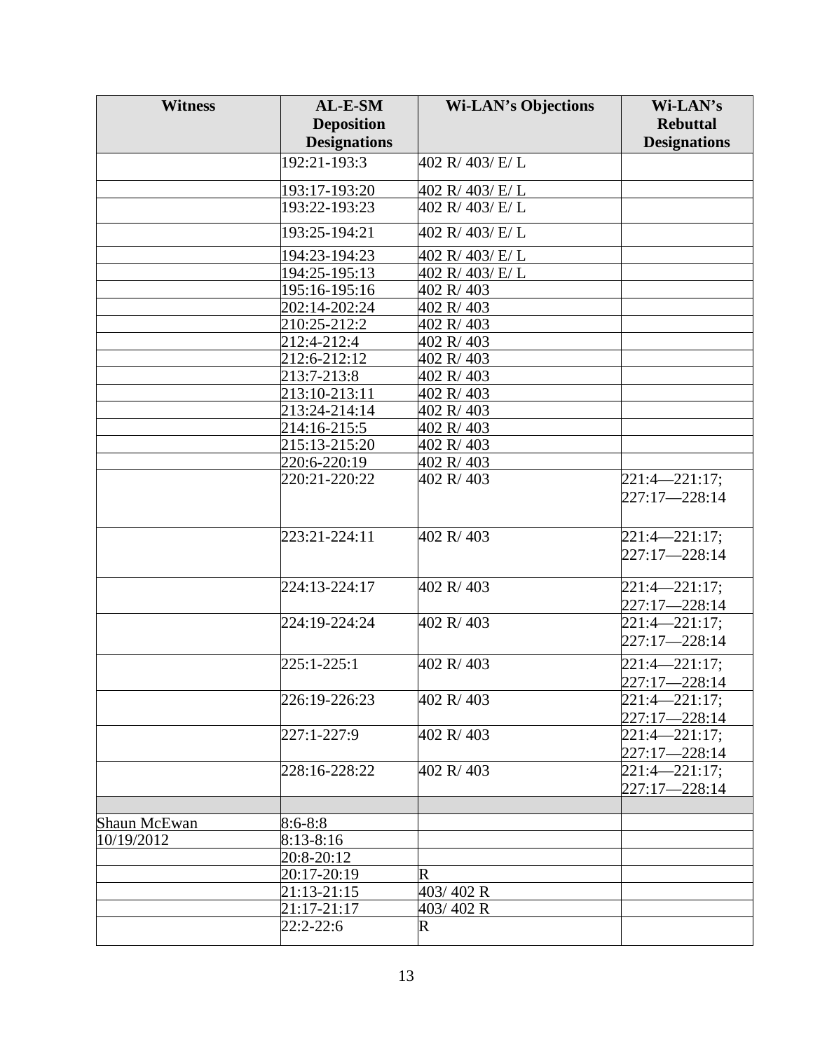| Witness | AL-E-SM Deposition Designations | Wi-LAN's Objections | Wi-LAN's Rebuttal Designations |
|---|---|---|---|
| | 192:21-193:3 | 402 R/ 403/ E/ L | |
| | 193:17-193:20 | 402 R/ 403/ E/ L | |
| | 193:22-193:23 | 402 R/ 403/ E/ L | |
| | 193:25-194:21 | 402 R/ 403/ E/ L | |
| | 194:23-194:23 | 402 R/ 403/ E/ L | |
| | 194:25-195:13 | 402 R/ 403/ E/ L | |
| | 195:16-195:16 | 402 R/ 403 | |
| | 202:14-202:24 | 402 R/ 403 | |
| | 210:25-212:2 | 402 R/ 403 | |
| | 212:4-212:4 | 402 R/ 403 | |
| | 212:6-212:12 | 402 R/ 403 | |
| | 213:7-213:8 | 402 R/ 403 | |
| | 213:10-213:11 | 402 R/ 403 | |
| | 213:24-214:14 | 402 R/ 403 | |
| | 214:16-215:5 | 402 R/ 403 | |
| | 215:13-215:20 | 402 R/ 403 | |
| | 220:6-220:19 | 402 R/ 403 | |
| | 220:21-220:22 | 402 R/ 403 | 221:4—221:17; 227:17—228:14 |
| | 223:21-224:11 | 402 R/ 403 | 221:4—221:17; 227:17—228:14 |
| | 224:13-224:17 | 402 R/ 403 | 221:4—221:17; 227:17—228:14 |
| | 224:19-224:24 | 402 R/ 403 | 221:4—221:17; 227:17—228:14 |
| | 225:1-225:1 | 402 R/ 403 | 221:4—221:17; 227:17—228:14 |
| | 226:19-226:23 | 402 R/ 403 | 221:4—221:17; 227:17—228:14 |
| | 227:1-227:9 | 402 R/ 403 | 221:4—221:17; 227:17—228:14 |
| | 228:16-228:22 | 402 R/ 403 | 221:4—221:17; 227:17—228:14 |
| | | | |
| Shaun McEwan | 8:6-8:8 | | |
| 10/19/2012 | 8:13-8:16 | | |
| | 20:8-20:12 | | |
| | 20:17-20:19 | R | |
| | 21:13-21:15 | 403/ 402 R | |
| | 21:17-21:17 | 403/ 402 R | |
| | 22:2-22:6 | R | |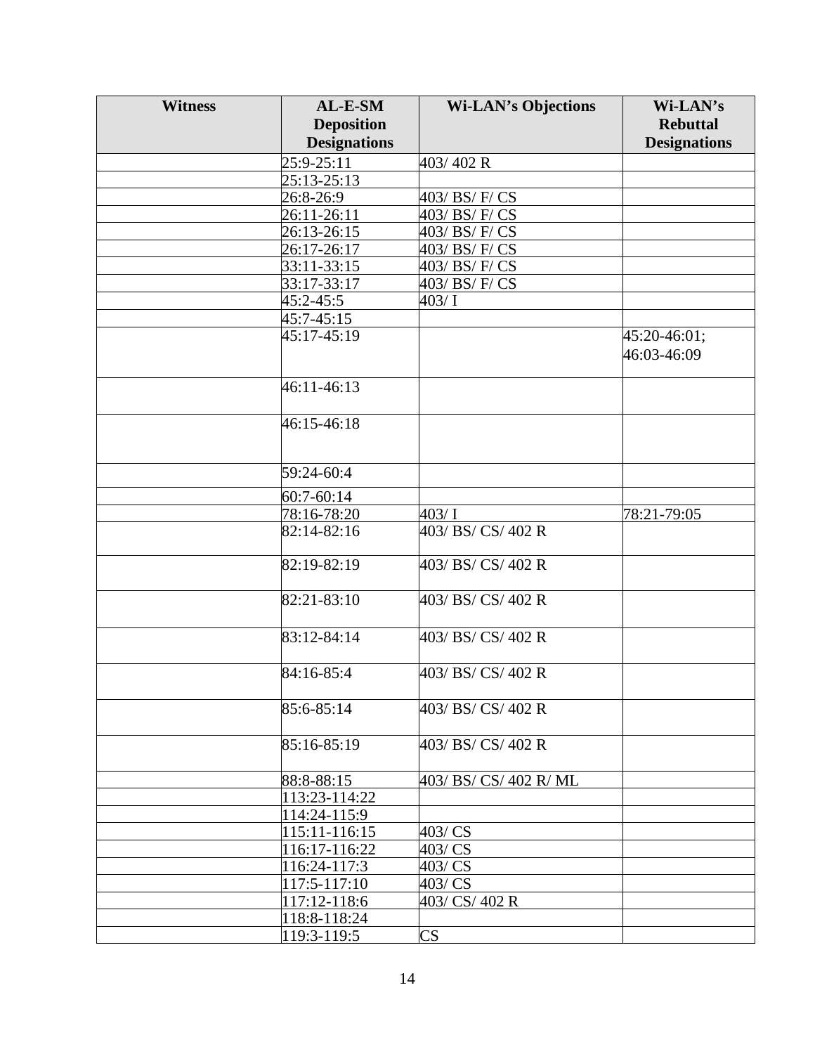| Witness | AL-E-SM Deposition Designations | Wi-LAN's Objections | Wi-LAN's Rebuttal Designations |
|---|---|---|---|
| | 25:9-25:11 | 403/ 402 R | |
| | 25:13-25:13 | | |
| | 26:8-26:9 | 403/ BS/ F/ CS | |
| | 26:11-26:11 | 403/ BS/ F/ CS | |
| | 26:13-26:15 | 403/ BS/ F/ CS | |
| | 26:17-26:17 | 403/ BS/ F/ CS | |
| | 33:11-33:15 | 403/ BS/ F/ CS | |
| | 33:17-33:17 | 403/ BS/ F/ CS | |
| | 45:2-45:5 | 403/ I | |
| | 45:7-45:15 | | |
| | 45:17-45:19 | | 45:20-46:01; 46:03-46:09 |
| | 46:11-46:13 | | |
| | 46:15-46:18 | | |
| | 59:24-60:4 | | |
| | 60:7-60:14 | | |
| | 78:16-78:20 | 403/ I | 78:21-79:05 |
| | 82:14-82:16 | 403/ BS/ CS/ 402 R | |
| | 82:19-82:19 | 403/ BS/ CS/ 402 R | |
| | 82:21-83:10 | 403/ BS/ CS/ 402 R | |
| | 83:12-84:14 | 403/ BS/ CS/ 402 R | |
| | 84:16-85:4 | 403/ BS/ CS/ 402 R | |
| | 85:6-85:14 | 403/ BS/ CS/ 402 R | |
| | 85:16-85:19 | 403/ BS/ CS/ 402 R | |
| | 88:8-88:15 | 403/ BS/ CS/ 402 R/ ML | |
| | 113:23-114:22 | | |
| | 114:24-115:9 | | |
| | 115:11-116:15 | 403/ CS | |
| | 116:17-116:22 | 403/ CS | |
| | 116:24-117:3 | 403/ CS | |
| | 117:5-117:10 | 403/ CS | |
| | 117:12-118:6 | 403/ CS/ 402 R | |
| | 118:8-118:24 | | |
| | 119:3-119:5 | CS | |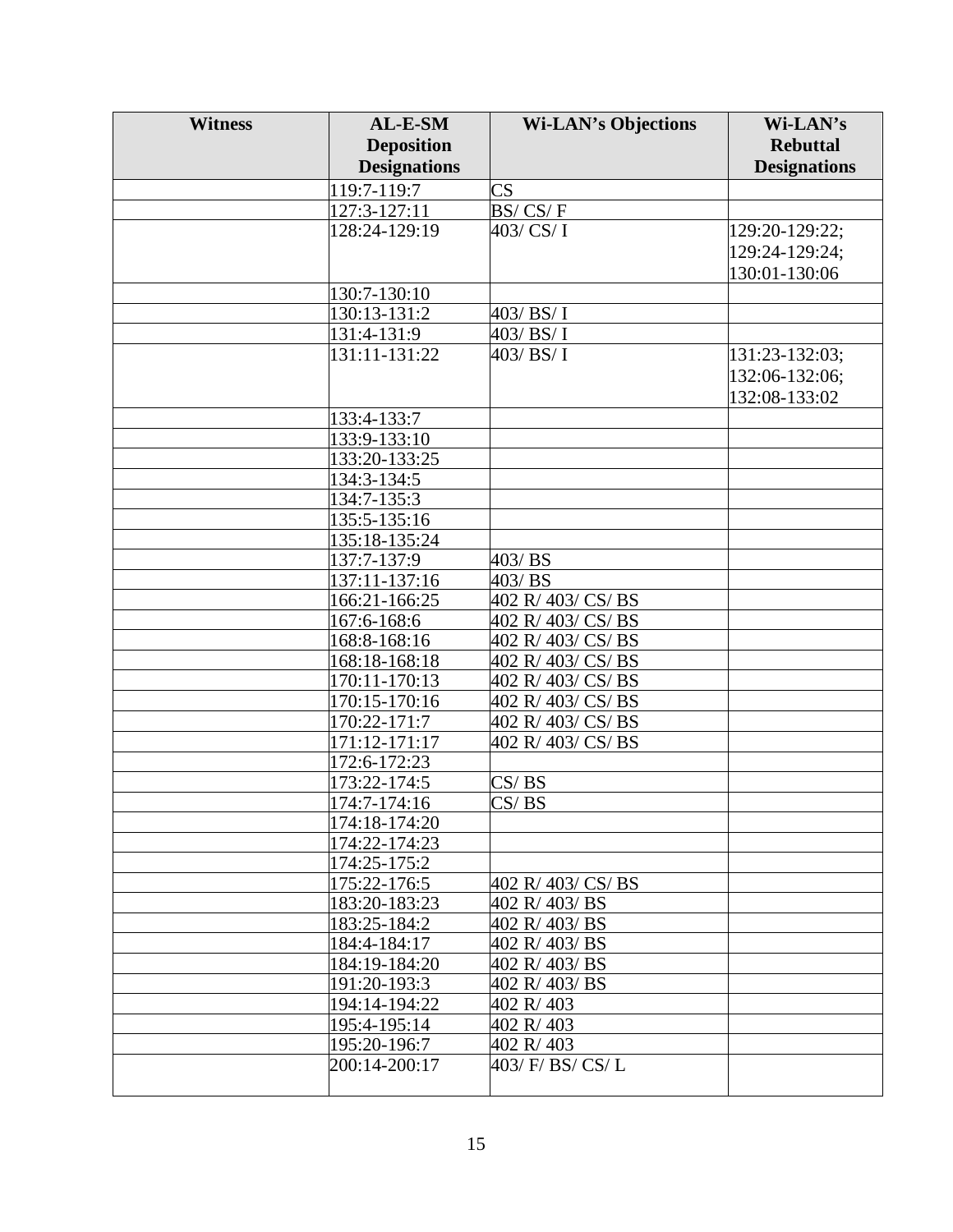| Witness | AL-E-SM Deposition Designations | Wi-LAN's Objections | Wi-LAN's Rebuttal Designations |
|---|---|---|---|
| | 119:7-119:7 | CS | |
| | 127:3-127:11 | BS/ CS/ F | |
| | 128:24-129:19 | 403/ CS/ I | 129:20-129:22; 129:24-129:24; 130:01-130:06 |
| | 130:7-130:10 | | |
| | 130:13-131:2 | 403/ BS/ I | |
| | 131:4-131:9 | 403/ BS/ I | |
| | 131:11-131:22 | 403/ BS/ I | 131:23-132:03; 132:06-132:06; 132:08-133:02 |
| | 133:4-133:7 | | |
| | 133:9-133:10 | | |
| | 133:20-133:25 | | |
| | 134:3-134:5 | | |
| | 134:7-135:3 | | |
| | 135:5-135:16 | | |
| | 135:18-135:24 | | |
| | 137:7-137:9 | 403/ BS | |
| | 137:11-137:16 | 403/ BS | |
| | 166:21-166:25 | 402 R/ 403/ CS/ BS | |
| | 167:6-168:6 | 402 R/ 403/ CS/ BS | |
| | 168:8-168:16 | 402 R/ 403/ CS/ BS | |
| | 168:18-168:18 | 402 R/ 403/ CS/ BS | |
| | 170:11-170:13 | 402 R/ 403/ CS/ BS | |
| | 170:15-170:16 | 402 R/ 403/ CS/ BS | |
| | 170:22-171:7 | 402 R/ 403/ CS/ BS | |
| | 171:12-171:17 | 402 R/ 403/ CS/ BS | |
| | 172:6-172:23 | | |
| | 173:22-174:5 | CS/ BS | |
| | 174:7-174:16 | CS/ BS | |
| | 174:18-174:20 | | |
| | 174:22-174:23 | | |
| | 174:25-175:2 | | |
| | 175:22-176:5 | 402 R/ 403/ CS/ BS | |
| | 183:20-183:23 | 402 R/ 403/ BS | |
| | 183:25-184:2 | 402 R/ 403/ BS | |
| | 184:4-184:17 | 402 R/ 403/ BS | |
| | 184:19-184:20 | 402 R/ 403/ BS | |
| | 191:20-193:3 | 402 R/ 403/ BS | |
| | 194:14-194:22 | 402 R/ 403 | |
| | 195:4-195:14 | 402 R/ 403 | |
| | 195:20-196:7 | 402 R/ 403 | |
| | 200:14-200:17 | 403/ F/ BS/ CS/ L | |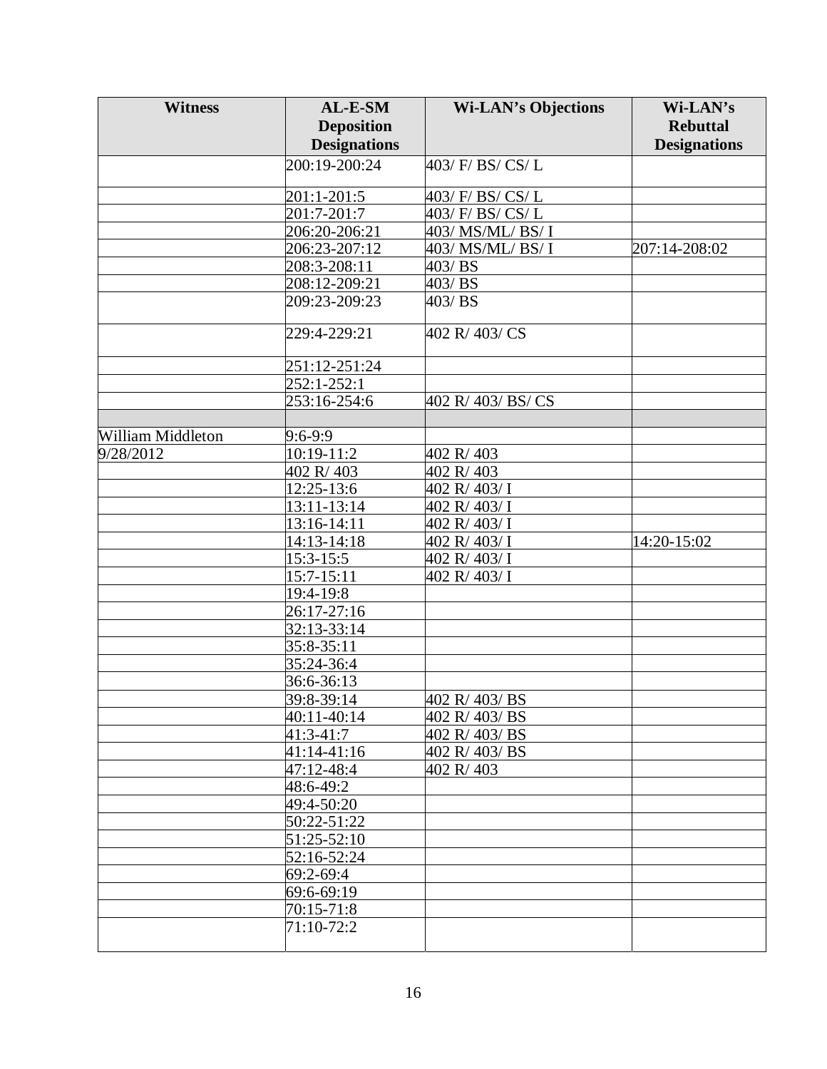| Witness | AL-E-SM Deposition Designations | Wi-LAN's Objections | Wi-LAN's Rebuttal Designations |
| --- | --- | --- | --- |
| | 200:19-200:24 | 403/ F/ BS/ CS/ L | |
| | 201:1-201:5 | 403/ F/ BS/ CS/ L | |
| | 201:7-201:7 | 403/ F/ BS/ CS/ L | |
| | 206:20-206:21 | 403/ MS/ML/ BS/ I | |
| | 206:23-207:12 | 403/ MS/ML/ BS/ I | 207:14-208:02 |
| | 208:3-208:11 | 403/ BS | |
| | 208:12-209:21 | 403/ BS | |
| | 209:23-209:23 | 403/ BS | |
| | 229:4-229:21 | 402 R/ 403/ CS | |
| | 251:12-251:24 | | |
| | 252:1-252:1 | | |
| | 253:16-254:6 | 402 R/ 403/ BS/ CS | |
| | | | |
| William Middleton | 9:6-9:9 | | |
| 9/28/2012 | 10:19-11:2 | 402 R/ 403 | |
| | 402 R/ 403 | 402 R/ 403 | |
| | 12:25-13:6 | 402 R/ 403/ I | |
| | 13:11-13:14 | 402 R/ 403/ I | |
| | 13:16-14:11 | 402 R/ 403/ I | |
| | 14:13-14:18 | 402 R/ 403/ I | 14:20-15:02 |
| | 15:3-15:5 | 402 R/ 403/ I | |
| | 15:7-15:11 | 402 R/ 403/ I | |
| | 19:4-19:8 | | |
| | 26:17-27:16 | | |
| | 32:13-33:14 | | |
| | 35:8-35:11 | | |
| | 35:24-36:4 | | |
| | 36:6-36:13 | | |
| | 39:8-39:14 | 402 R/ 403/ BS | |
| | 40:11-40:14 | 402 R/ 403/ BS | |
| | 41:3-41:7 | 402 R/ 403/ BS | |
| | 41:14-41:16 | 402 R/ 403/ BS | |
| | 47:12-48:4 | 402 R/ 403 | |
| | 48:6-49:2 | | |
| | 49:4-50:20 | | |
| | 50:22-51:22 | | |
| | 51:25-52:10 | | |
| | 52:16-52:24 | | |
| | 69:2-69:4 | | |
| | 69:6-69:19 | | |
| | 70:15-71:8 | | |
| | 71:10-72:2 | | |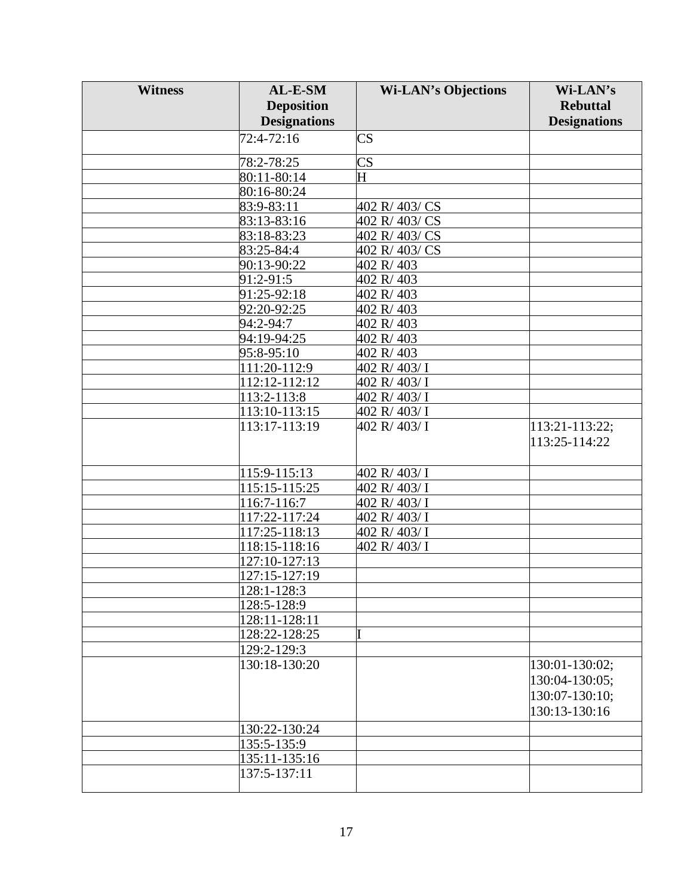| Witness | AL-E-SM Deposition Designations | Wi-LAN's Objections | Wi-LAN's Rebuttal Designations |
|---|---|---|---|
| | 72:4-72:16 | CS | |
| | 78:2-78:25 | CS | |
| | 80:11-80:14 | H | |
| | 80:16-80:24 | | |
| | 83:9-83:11 | 402 R/ 403/ CS | |
| | 83:13-83:16 | 402 R/ 403/ CS | |
| | 83:18-83:23 | 402 R/ 403/ CS | |
| | 83:25-84:4 | 402 R/ 403/ CS | |
| | 90:13-90:22 | 402 R/ 403 | |
| | 91:2-91:5 | 402 R/ 403 | |
| | 91:25-92:18 | 402 R/ 403 | |
| | 92:20-92:25 | 402 R/ 403 | |
| | 94:2-94:7 | 402 R/ 403 | |
| | 94:19-94:25 | 402 R/ 403 | |
| | 95:8-95:10 | 402 R/ 403 | |
| | 111:20-112:9 | 402 R/ 403/ I | |
| | 112:12-112:12 | 402 R/ 403/ I | |
| | 113:2-113:8 | 402 R/ 403/ I | |
| | 113:10-113:15 | 402 R/ 403/ I | |
| | 113:17-113:19 | 402 R/ 403/ I | 113:21-113:22; 113:25-114:22 |
| | 115:9-115:13 | 402 R/ 403/ I | |
| | 115:15-115:25 | 402 R/ 403/ I | |
| | 116:7-116:7 | 402 R/ 403/ I | |
| | 117:22-117:24 | 402 R/ 403/ I | |
| | 117:25-118:13 | 402 R/ 403/ I | |
| | 118:15-118:16 | 402 R/ 403/ I | |
| | 127:10-127:13 | | |
| | 127:15-127:19 | | |
| | 128:1-128:3 | | |
| | 128:5-128:9 | | |
| | 128:11-128:11 | | |
| | 128:22-128:25 | I | |
| | 129:2-129:3 | | |
| | 130:18-130:20 | | 130:01-130:02; 130:04-130:05; 130:07-130:10; 130:13-130:16 |
| | 130:22-130:24 | | |
| | 135:5-135:9 | | |
| | 135:11-135:16 | | |
| | 137:5-137:11 | | |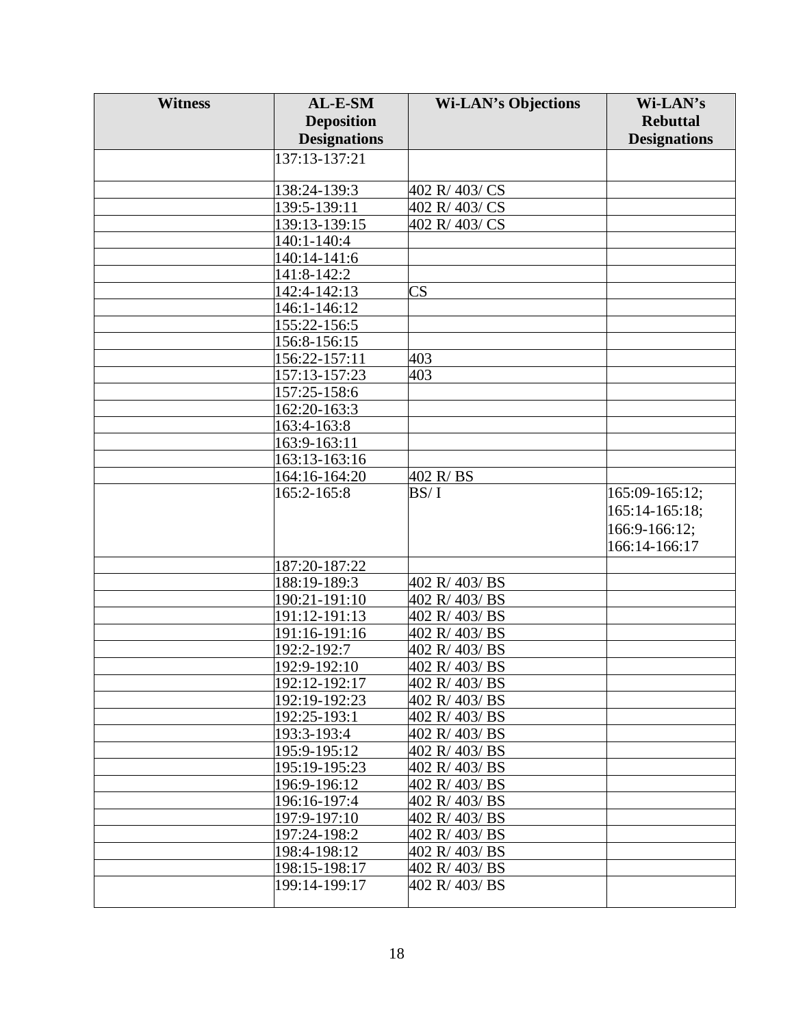| Witness | AL-E-SM Deposition Designations | Wi-LAN's Objections | Wi-LAN's Rebuttal Designations |
|---|---|---|---|
| | 137:13-137:21 | | |
| | 138:24-139:3 | 402 R/ 403/ CS | |
| | 139:5-139:11 | 402 R/ 403/ CS | |
| | 139:13-139:15 | 402 R/ 403/ CS | |
| | 140:1-140:4 | | |
| | 140:14-141:6 | | |
| | 141:8-142:2 | | |
| | 142:4-142:13 | CS | |
| | 146:1-146:12 | | |
| | 155:22-156:5 | | |
| | 156:8-156:15 | | |
| | 156:22-157:11 | 403 | |
| | 157:13-157:23 | 403 | |
| | 157:25-158:6 | | |
| | 162:20-163:3 | | |
| | 163:4-163:8 | | |
| | 163:9-163:11 | | |
| | 163:13-163:16 | | |
| | 164:16-164:20 | 402 R/ BS | |
| | 165:2-165:8 | BS/ I | 165:09-165:12; 165:14-165:18; 166:9-166:12; 166:14-166:17 |
| | 187:20-187:22 | | |
| | 188:19-189:3 | 402 R/ 403/ BS | |
| | 190:21-191:10 | 402 R/ 403/ BS | |
| | 191:12-191:13 | 402 R/ 403/ BS | |
| | 191:16-191:16 | 402 R/ 403/ BS | |
| | 192:2-192:7 | 402 R/ 403/ BS | |
| | 192:9-192:10 | 402 R/ 403/ BS | |
| | 192:12-192:17 | 402 R/ 403/ BS | |
| | 192:19-192:23 | 402 R/ 403/ BS | |
| | 192:25-193:1 | 402 R/ 403/ BS | |
| | 193:3-193:4 | 402 R/ 403/ BS | |
| | 195:9-195:12 | 402 R/ 403/ BS | |
| | 195:19-195:23 | 402 R/ 403/ BS | |
| | 196:9-196:12 | 402 R/ 403/ BS | |
| | 196:16-197:4 | 402 R/ 403/ BS | |
| | 197:9-197:10 | 402 R/ 403/ BS | |
| | 197:24-198:2 | 402 R/ 403/ BS | |
| | 198:4-198:12 | 402 R/ 403/ BS | |
| | 198:15-198:17 | 402 R/ 403/ BS | |
| | 199:14-199:17 | 402 R/ 403/ BS | |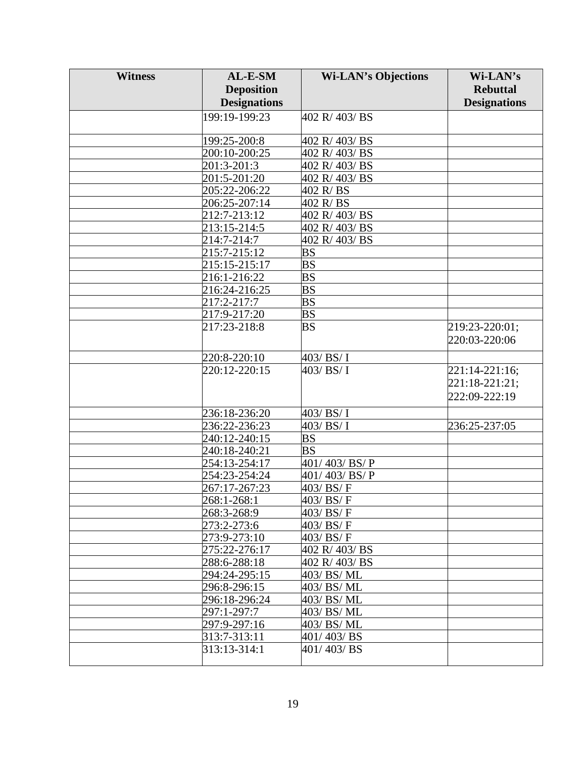| Witness | AL-E-SM Deposition Designations | Wi-LAN's Objections | Wi-LAN's Rebuttal Designations |
|---|---|---|---|
| | 199:19-199:23 | 402 R/ 403/ BS | |
| | 199:25-200:8 | 402 R/ 403/ BS | |
| | 200:10-200:25 | 402 R/ 403/ BS | |
| | 201:3-201:3 | 402 R/ 403/ BS | |
| | 201:5-201:20 | 402 R/ 403/ BS | |
| | 205:22-206:22 | 402 R/ BS | |
| | 206:25-207:14 | 402 R/ BS | |
| | 212:7-213:12 | 402 R/ 403/ BS | |
| | 213:15-214:5 | 402 R/ 403/ BS | |
| | 214:7-214:7 | 402 R/ 403/ BS | |
| | 215:7-215:12 | BS | |
| | 215:15-215:17 | BS | |
| | 216:1-216:22 | BS | |
| | 216:24-216:25 | BS | |
| | 217:2-217:7 | BS | |
| | 217:9-217:20 | BS | |
| | 217:23-218:8 | BS | 219:23-220:01; 220:03-220:06 |
| | 220:8-220:10 | 403/ BS/ I | |
| | 220:12-220:15 | 403/ BS/ I | 221:14-221:16; 221:18-221:21; 222:09-222:19 |
| | 236:18-236:20 | 403/ BS/ I | |
| | 236:22-236:23 | 403/ BS/ I | 236:25-237:05 |
| | 240:12-240:15 | BS | |
| | 240:18-240:21 | BS | |
| | 254:13-254:17 | 401/ 403/ BS/ P | |
| | 254:23-254:24 | 401/ 403/ BS/ P | |
| | 267:17-267:23 | 403/ BS/ F | |
| | 268:1-268:1 | 403/ BS/ F | |
| | 268:3-268:9 | 403/ BS/ F | |
| | 273:2-273:6 | 403/ BS/ F | |
| | 273:9-273:10 | 403/ BS/ F | |
| | 275:22-276:17 | 402 R/ 403/ BS | |
| | 288:6-288:18 | 402 R/ 403/ BS | |
| | 294:24-295:15 | 403/ BS/ ML | |
| | 296:8-296:15 | 403/ BS/ ML | |
| | 296:18-296:24 | 403/ BS/ ML | |
| | 297:1-297:7 | 403/ BS/ ML | |
| | 297:9-297:16 | 403/ BS/ ML | |
| | 313:7-313:11 | 401/ 403/ BS | |
| | 313:13-314:1 | 401/ 403/ BS | |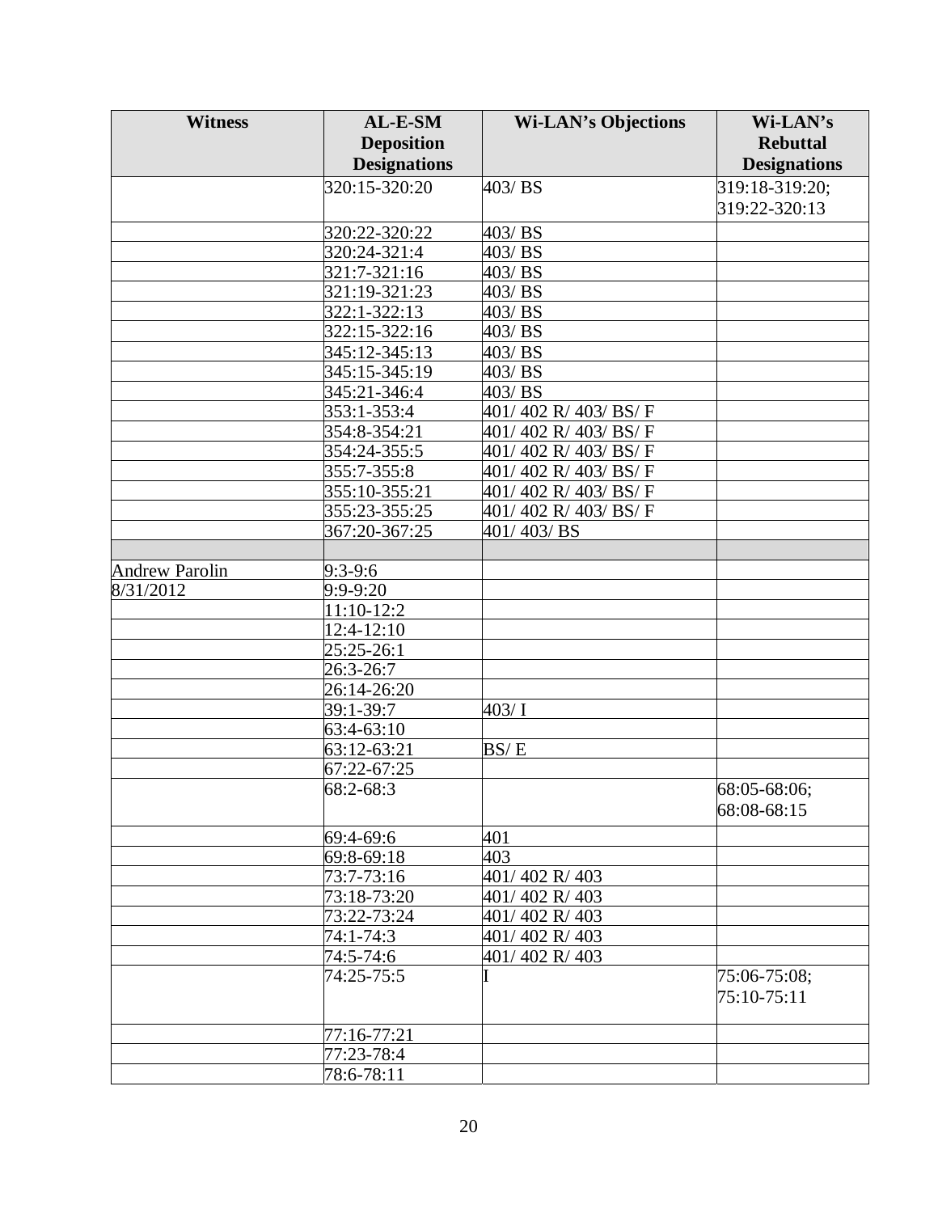| Witness | AL-E-SM Deposition Designations | Wi-LAN's Objections | Wi-LAN's Rebuttal Designations |
|---|---|---|---|
| | 320:15-320:20 | 403/ BS | 319:18-319:20; 319:22-320:13 |
| | 320:22-320:22 | 403/ BS | |
| | 320:24-321:4 | 403/ BS | |
| | 321:7-321:16 | 403/ BS | |
| | 321:19-321:23 | 403/ BS | |
| | 322:1-322:13 | 403/ BS | |
| | 322:15-322:16 | 403/ BS | |
| | 345:12-345:13 | 403/ BS | |
| | 345:15-345:19 | 403/ BS | |
| | 345:21-346:4 | 403/ BS | |
| | 353:1-353:4 | 401/ 402 R/ 403/ BS/ F | |
| | 354:8-354:21 | 401/ 402 R/ 403/ BS/ F | |
| | 354:24-355:5 | 401/ 402 R/ 403/ BS/ F | |
| | 355:7-355:8 | 401/ 402 R/ 403/ BS/ F | |
| | 355:10-355:21 | 401/ 402 R/ 403/ BS/ F | |
| | 355:23-355:25 | 401/ 402 R/ 403/ BS/ F | |
| | 367:20-367:25 | 401/ 403/ BS | |
| | | | |
| Andrew Parolin | 9:3-9:6 | | |
| 8/31/2012 | 9:9-9:20 | | |
| | 11:10-12:2 | | |
| | 12:4-12:10 | | |
| | 25:25-26:1 | | |
| | 26:3-26:7 | | |
| | 26:14-26:20 | | |
| | 39:1-39:7 | 403/ I | |
| | 63:4-63:10 | | |
| | 63:12-63:21 | BS/ E | |
| | 67:22-67:25 | | |
| | 68:2-68:3 | | 68:05-68:06; 68:08-68:15 |
| | 69:4-69:6 | 401 | |
| | 69:8-69:18 | 403 | |
| | 73:7-73:16 | 401/ 402 R/ 403 | |
| | 73:18-73:20 | 401/ 402 R/ 403 | |
| | 73:22-73:24 | 401/ 402 R/ 403 | |
| | 74:1-74:3 | 401/ 402 R/ 403 | |
| | 74:5-74:6 | 401/ 402 R/ 403 | |
| | 74:25-75:5 | I | 75:06-75:08; 75:10-75:11 |
| | 77:16-77:21 | | |
| | 77:23-78:4 | | |
| | 78:6-78:11 | | |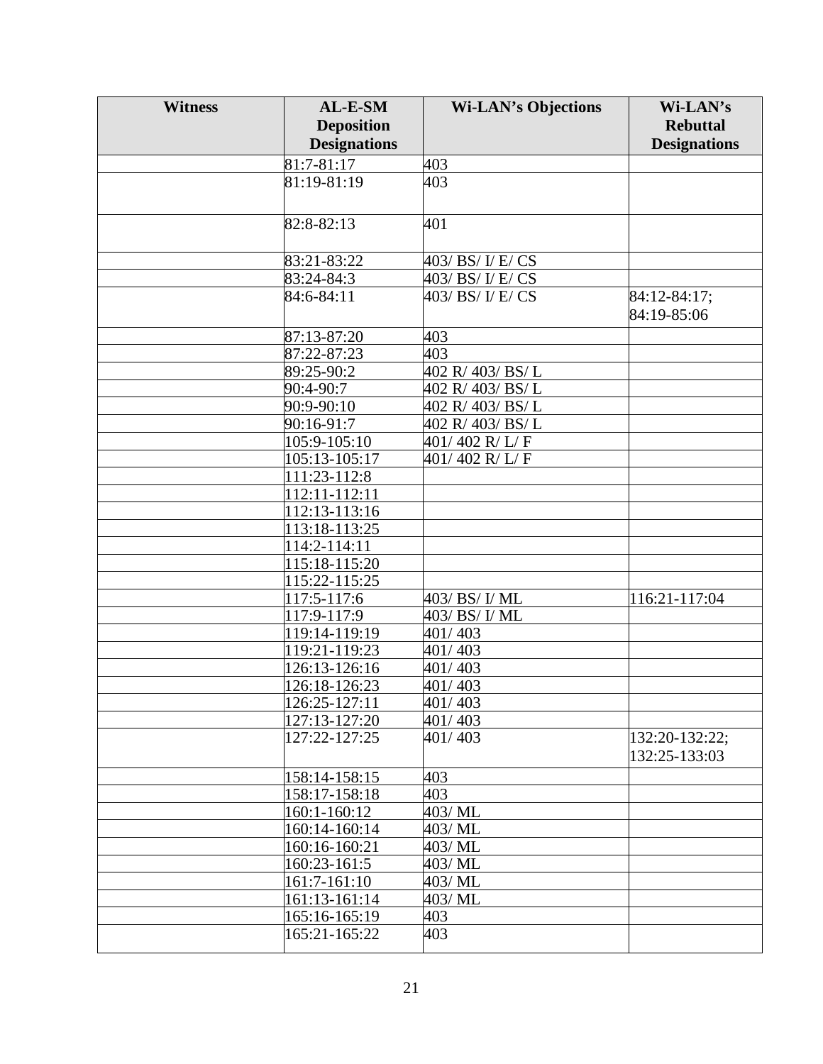| Witness | AL-E-SM Deposition Designations | Wi-LAN's Objections | Wi-LAN's Rebuttal Designations |
|---|---|---|---|
| | 81:7-81:17 | 403 | |
| | 81:19-81:19 | 403 | |
| | 82:8-82:13 | 401 | |
| | 83:21-83:22 | 403/ BS/ I/ E/ CS | |
| | 83:24-84:3 | 403/ BS/ I/ E/ CS | |
| | 84:6-84:11 | 403/ BS/ I/ E/ CS | 84:12-84:17; 84:19-85:06 |
| | 87:13-87:20 | 403 | |
| | 87:22-87:23 | 403 | |
| | 89:25-90:2 | 402 R/ 403/ BS/ L | |
| | 90:4-90:7 | 402 R/ 403/ BS/ L | |
| | 90:9-90:10 | 402 R/ 403/ BS/ L | |
| | 90:16-91:7 | 402 R/ 403/ BS/ L | |
| | 105:9-105:10 | 401/ 402 R/ L/ F | |
| | 105:13-105:17 | 401/ 402 R/ L/ F | |
| | 111:23-112:8 | | |
| | 112:11-112:11 | | |
| | 112:13-113:16 | | |
| | 113:18-113:25 | | |
| | 114:2-114:11 | | |
| | 115:18-115:20 | | |
| | 115:22-115:25 | | |
| | 117:5-117:6 | 403/ BS/ I/ ML | 116:21-117:04 |
| | 117:9-117:9 | 403/ BS/ I/ ML | |
| | 119:14-119:19 | 401/ 403 | |
| | 119:21-119:23 | 401/ 403 | |
| | 126:13-126:16 | 401/ 403 | |
| | 126:18-126:23 | 401/ 403 | |
| | 126:25-127:11 | 401/ 403 | |
| | 127:13-127:20 | 401/ 403 | |
| | 127:22-127:25 | 401/ 403 | 132:20-132:22; 132:25-133:03 |
| | 158:14-158:15 | 403 | |
| | 158:17-158:18 | 403 | |
| | 160:1-160:12 | 403/ ML | |
| | 160:14-160:14 | 403/ ML | |
| | 160:16-160:21 | 403/ ML | |
| | 160:23-161:5 | 403/ ML | |
| | 161:7-161:10 | 403/ ML | |
| | 161:13-161:14 | 403/ ML | |
| | 165:16-165:19 | 403 | |
| | 165:21-165:22 | 403 | |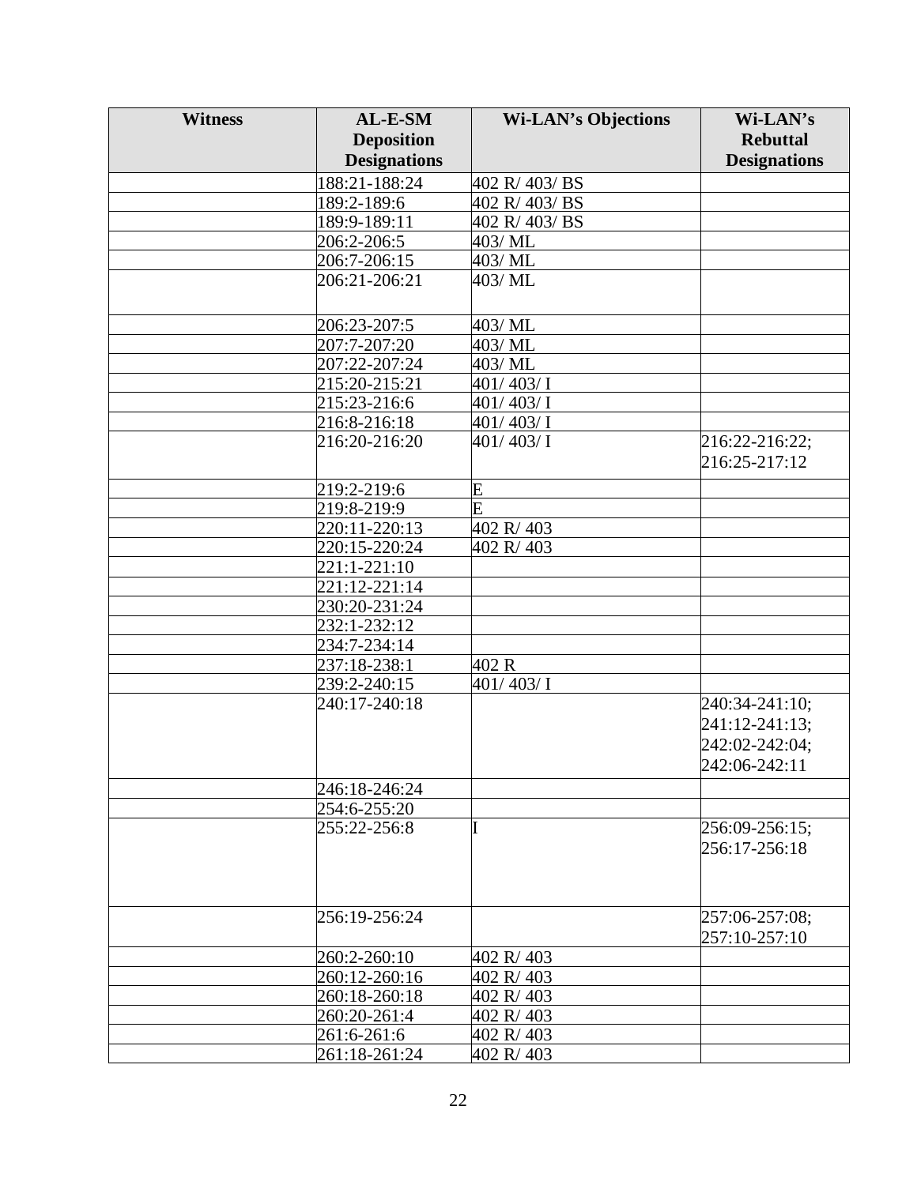| Witness | AL-E-SM Deposition Designations | Wi-LAN's Objections | Wi-LAN's Rebuttal Designations |
|---|---|---|---|
| | 188:21-188:24 | 402 R/ 403/ BS | |
| | 189:2-189:6 | 402 R/ 403/ BS | |
| | 189:9-189:11 | 402 R/ 403/ BS | |
| | 206:2-206:5 | 403/ ML | |
| | 206:7-206:15 | 403/ ML | |
| | 206:21-206:21 | 403/ ML | |
| | 206:23-207:5 | 403/ ML | |
| | 207:7-207:20 | 403/ ML | |
| | 207:22-207:24 | 403/ ML | |
| | 215:20-215:21 | 401/ 403/ I | |
| | 215:23-216:6 | 401/ 403/ I | |
| | 216:8-216:18 | 401/ 403/ I | |
| | 216:20-216:20 | 401/ 403/ I | 216:22-216:22; 216:25-217:12 |
| | 219:2-219:6 | E | |
| | 219:8-219:9 | E | |
| | 220:11-220:13 | 402 R/ 403 | |
| | 220:15-220:24 | 402 R/ 403 | |
| | 221:1-221:10 | | |
| | 221:12-221:14 | | |
| | 230:20-231:24 | | |
| | 232:1-232:12 | | |
| | 234:7-234:14 | | |
| | 237:18-238:1 | 402 R | |
| | 239:2-240:15 | 401/ 403/ I | |
| | 240:17-240:18 | | 240:34-241:10; 241:12-241:13; 242:02-242:04; 242:06-242:11 |
| | 246:18-246:24 | | |
| | 254:6-255:20 | | |
| | 255:22-256:8 | I | 256:09-256:15; 256:17-256:18 |
| | 256:19-256:24 | | 257:06-257:08; 257:10-257:10 |
| | 260:2-260:10 | 402 R/ 403 | |
| | 260:12-260:16 | 402 R/ 403 | |
| | 260:18-260:18 | 402 R/ 403 | |
| | 260:20-261:4 | 402 R/ 403 | |
| | 261:6-261:6 | 402 R/ 403 | |
| | 261:18-261:24 | 402 R/ 403 | |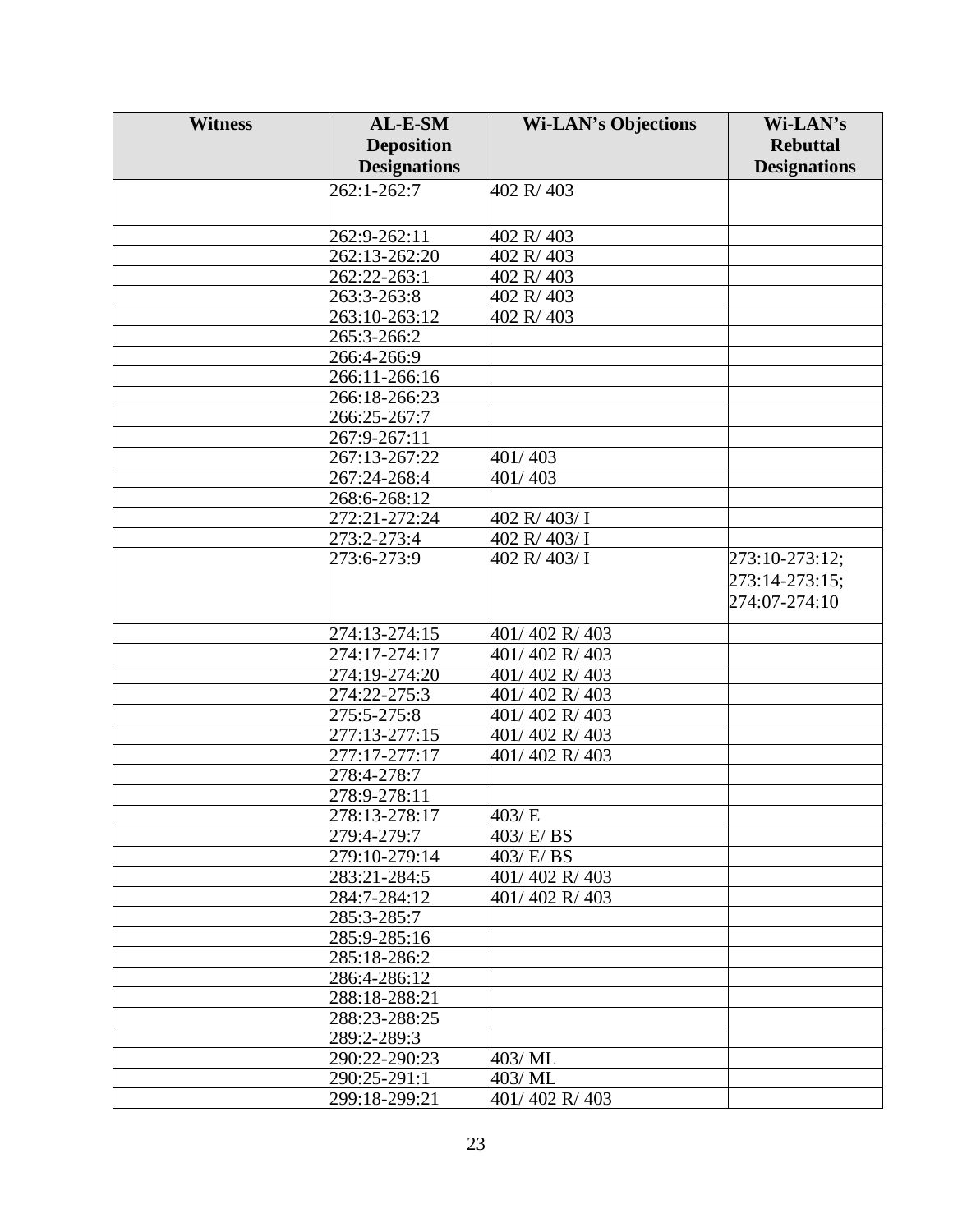| Witness | AL-E-SM Deposition Designations | Wi-LAN's Objections | Wi-LAN's Rebuttal Designations |
|---|---|---|---|
| | 262:1-262:7 | 402 R/ 403 | |
| | 262:9-262:11 | 402 R/ 403 | |
| | 262:13-262:20 | 402 R/ 403 | |
| | 262:22-263:1 | 402 R/ 403 | |
| | 263:3-263:8 | 402 R/ 403 | |
| | 263:10-263:12 | 402 R/ 403 | |
| | 265:3-266:2 | | |
| | 266:4-266:9 | | |
| | 266:11-266:16 | | |
| | 266:18-266:23 | | |
| | 266:25-267:7 | | |
| | 267:9-267:11 | | |
| | 267:13-267:22 | 401/ 403 | |
| | 267:24-268:4 | 401/ 403 | |
| | 268:6-268:12 | | |
| | 272:21-272:24 | 402 R/ 403/ I | |
| | 273:2-273:4 | 402 R/ 403/ I | |
| | 273:6-273:9 | 402 R/ 403/ I | 273:10-273:12; 273:14-273:15; 274:07-274:10 |
| | 274:13-274:15 | 401/ 402 R/ 403 | |
| | 274:17-274:17 | 401/ 402 R/ 403 | |
| | 274:19-274:20 | 401/ 402 R/ 403 | |
| | 274:22-275:3 | 401/ 402 R/ 403 | |
| | 275:5-275:8 | 401/ 402 R/ 403 | |
| | 277:13-277:15 | 401/ 402 R/ 403 | |
| | 277:17-277:17 | 401/ 402 R/ 403 | |
| | 278:4-278:7 | | |
| | 278:9-278:11 | | |
| | 278:13-278:17 | 403/ E | |
| | 279:4-279:7 | 403/ E/ BS | |
| | 279:10-279:14 | 403/ E/ BS | |
| | 283:21-284:5 | 401/ 402 R/ 403 | |
| | 284:7-284:12 | 401/ 402 R/ 403 | |
| | 285:3-285:7 | | |
| | 285:9-285:16 | | |
| | 285:18-286:2 | | |
| | 286:4-286:12 | | |
| | 288:18-288:21 | | |
| | 288:23-288:25 | | |
| | 289:2-289:3 | | |
| | 290:22-290:23 | 403/ ML | |
| | 290:25-291:1 | 403/ ML | |
| | 299:18-299:21 | 401/ 402 R/ 403 | |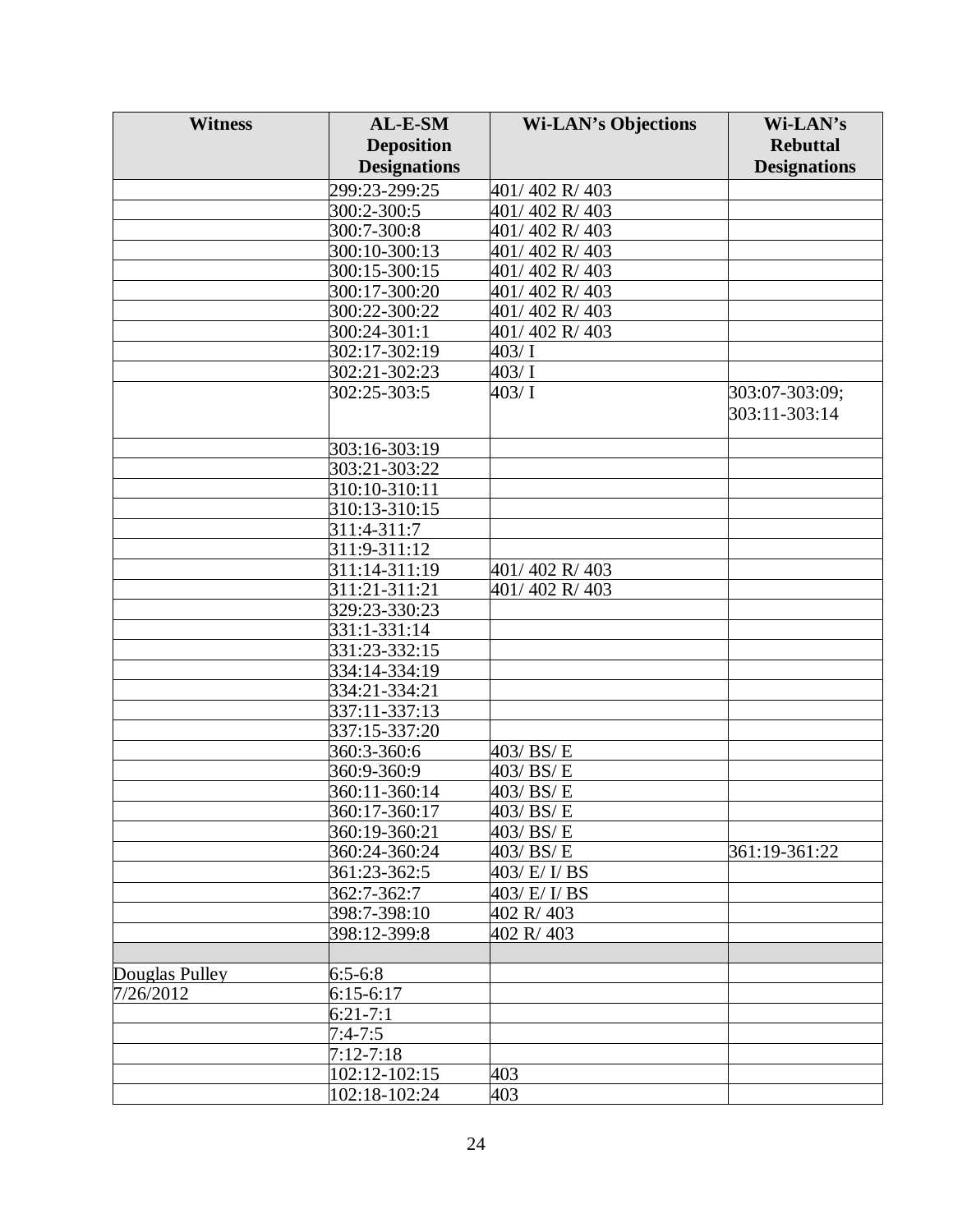| Witness | AL-E-SM Deposition Designations | Wi-LAN's Objections | Wi-LAN's Rebuttal Designations |
|---|---|---|---|
| | 299:23-299:25 | 401/ 402 R/ 403 | |
| | 300:2-300:5 | 401/ 402 R/ 403 | |
| | 300:7-300:8 | 401/ 402 R/ 403 | |
| | 300:10-300:13 | 401/ 402 R/ 403 | |
| | 300:15-300:15 | 401/ 402 R/ 403 | |
| | 300:17-300:20 | 401/ 402 R/ 403 | |
| | 300:22-300:22 | 401/ 402 R/ 403 | |
| | 300:24-301:1 | 401/ 402 R/ 403 | |
| | 302:17-302:19 | 403/ I | |
| | 302:21-302:23 | 403/ I | |
| | 302:25-303:5 | 403/ I | 303:07-303:09; 303:11-303:14 |
| | 303:16-303:19 | | |
| | 303:21-303:22 | | |
| | 310:10-310:11 | | |
| | 310:13-310:15 | | |
| | 311:4-311:7 | | |
| | 311:9-311:12 | | |
| | 311:14-311:19 | 401/ 402 R/ 403 | |
| | 311:21-311:21 | 401/ 402 R/ 403 | |
| | 329:23-330:23 | | |
| | 331:1-331:14 | | |
| | 331:23-332:15 | | |
| | 334:14-334:19 | | |
| | 334:21-334:21 | | |
| | 337:11-337:13 | | |
| | 337:15-337:20 | | |
| | 360:3-360:6 | 403/ BS/ E | |
| | 360:9-360:9 | 403/ BS/ E | |
| | 360:11-360:14 | 403/ BS/ E | |
| | 360:17-360:17 | 403/ BS/ E | |
| | 360:19-360:21 | 403/ BS/ E | |
| | 360:24-360:24 | 403/ BS/ E | 361:19-361:22 |
| | 361:23-362:5 | 403/ E/ I/ BS | |
| | 362:7-362:7 | 403/ E/ I/ BS | |
| | 398:7-398:10 | 402 R/ 403 | |
| | 398:12-399:8 | 402 R/ 403 | |
| | | | |
| Douglas Pulley | 6:5-6:8 | | |
| 7/26/2012 | 6:15-6:17 | | |
| | 6:21-7:1 | | |
| | 7:4-7:5 | | |
| | 7:12-7:18 | | |
| | 102:12-102:15 | 403 | |
| | 102:18-102:24 | 403 | |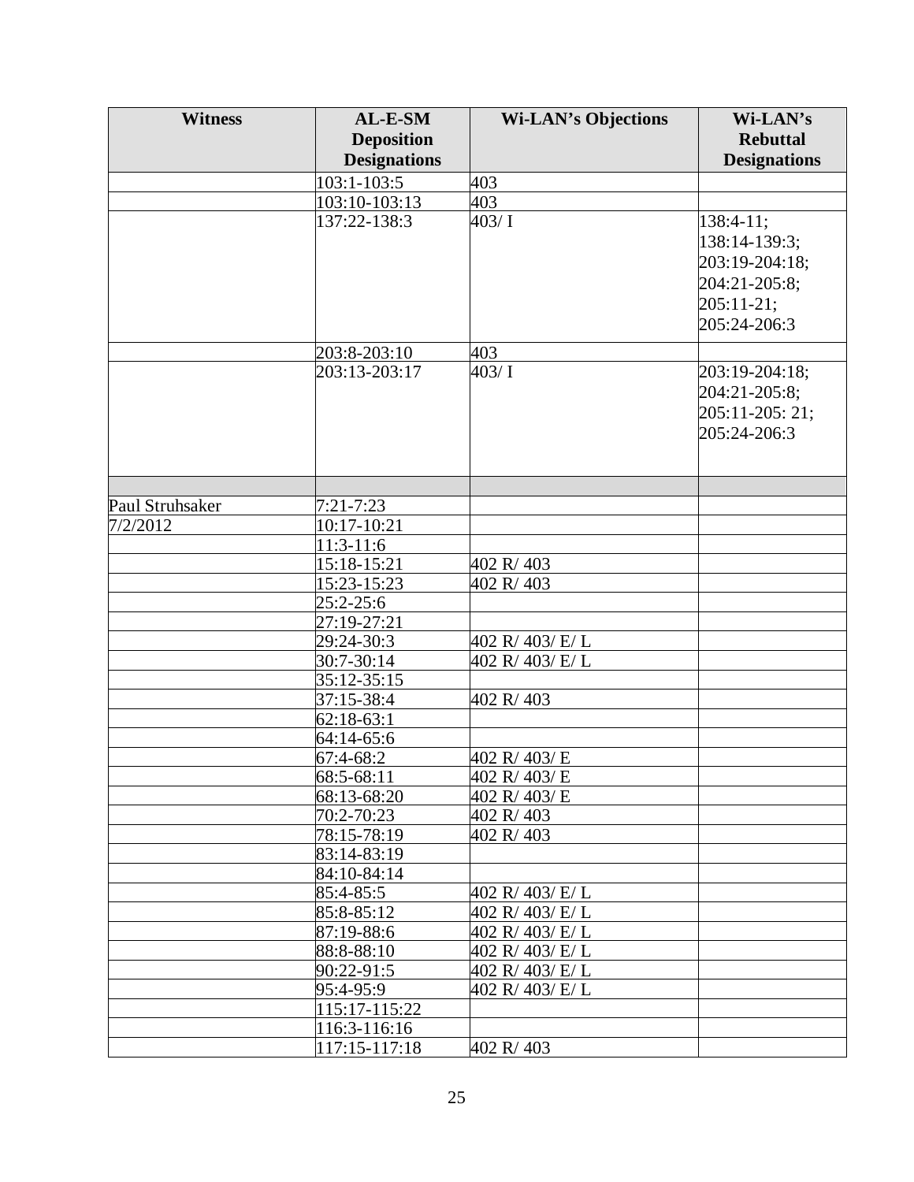| Witness | AL-E-SM Deposition Designations | Wi-LAN's Objections | Wi-LAN's Rebuttal Designations |
|---|---|---|---|
| | 103:1-103:5 | 403 | |
| | 103:10-103:13 | 403 | |
| | 137:22-138:3 | 403/ I | 138:4-11; 138:14-139:3; 203:19-204:18; 204:21-205:8; 205:11-21; 205:24-206:3 |
| | 203:8-203:10 | 403 | |
| | 203:13-203:17 | 403/ I | 203:19-204:18; 204:21-205:8; 205:11-205: 21; 205:24-206:3 |
| | | | |
| Paul Struhsaker | 7:21-7:23 | | |
| 7/2/2012 | 10:17-10:21 | | |
| | 11:3-11:6 | | |
| | 15:18-15:21 | 402 R/ 403 | |
| | 15:23-15:23 | 402 R/ 403 | |
| | 25:2-25:6 | | |
| | 27:19-27:21 | | |
| | 29:24-30:3 | 402 R/ 403/ E/ L | |
| | 30:7-30:14 | 402 R/ 403/ E/ L | |
| | 35:12-35:15 | | |
| | 37:15-38:4 | 402 R/ 403 | |
| | 62:18-63:1 | | |
| | 64:14-65:6 | | |
| | 67:4-68:2 | 402 R/ 403/ E | |
| | 68:5-68:11 | 402 R/ 403/ E | |
| | 68:13-68:20 | 402 R/ 403/ E | |
| | 70:2-70:23 | 402 R/ 403 | |
| | 78:15-78:19 | 402 R/ 403 | |
| | 83:14-83:19 | | |
| | 84:10-84:14 | | |
| | 85:4-85:5 | 402 R/ 403/ E/ L | |
| | 85:8-85:12 | 402 R/ 403/ E/ L | |
| | 87:19-88:6 | 402 R/ 403/ E/ L | |
| | 88:8-88:10 | 402 R/ 403/ E/ L | |
| | 90:22-91:5 | 402 R/ 403/ E/ L | |
| | 95:4-95:9 | 402 R/ 403/ E/ L | |
| | 115:17-115:22 | | |
| | 116:3-116:16 | | |
| | 117:15-117:18 | 402 R/ 403 | |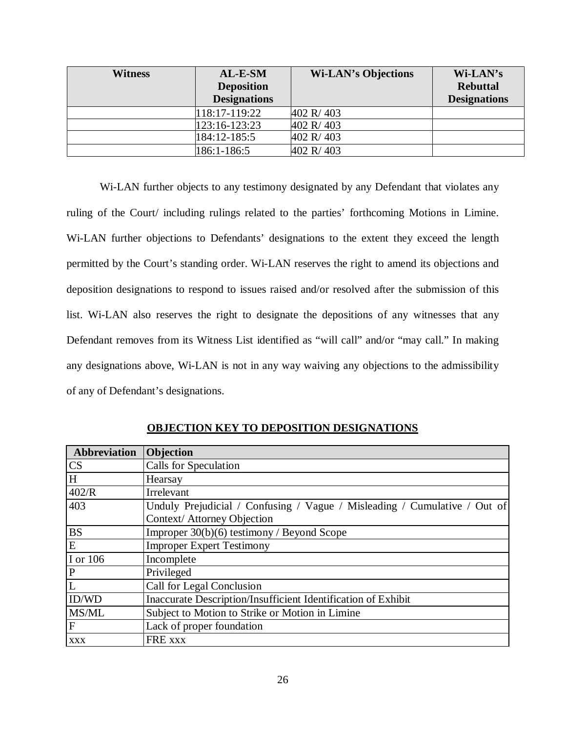| Witness | AL-E-SM Deposition Designations | Wi-LAN's Objections | Wi-LAN's Rebuttal Designations |
|---|---|---|---|
| | 118:17-119:22 | 402 R/ 403 | |
| | 123:16-123:23 | 402 R/ 403 | |
| | 184:12-185:5 | 402 R/ 403 | |
| | 186:1-186:5 | 402 R/ 403 | |

Wi-LAN further objects to any testimony designated by any Defendant that violates any ruling of the Court/ including rulings related to the parties' forthcoming Motions in Limine. Wi-LAN further objections to Defendants' designations to the extent they exceed the length permitted by the Court's standing order. Wi-LAN reserves the right to amend its objections and deposition designations to respond to issues raised and/or resolved after the submission of this list. Wi-LAN also reserves the right to designate the depositions of any witnesses that any Defendant removes from its Witness List identified as "will call" and/or "may call." In making any designations above, Wi-LAN is not in any way waiving any objections to the admissibility of any of Defendant's designations.

**OBJECTION KEY TO DEPOSITION DESIGNATIONS**

| Abbreviation | Objection |
|---|---|
| CS | Calls for Speculation |
| H | Hearsay |
| 402/R | Irrelevant |
| 403 | Unduly Prejudicial / Confusing / Vague / Misleading / Cumulative / Out of Context/ Attorney Objection |
| BS | Improper 30(b)(6) testimony / Beyond Scope |
| E | Improper Expert Testimony |
| I or 106 | Incomplete |
| P | Privileged |
| L | Call for Legal Conclusion |
| ID/WD | Inaccurate Description/Insufficient Identification of Exhibit |
| MS/ML | Subject to Motion to Strike or Motion in Limine |
| F | Lack of proper foundation |
| xxx | FRE xxx |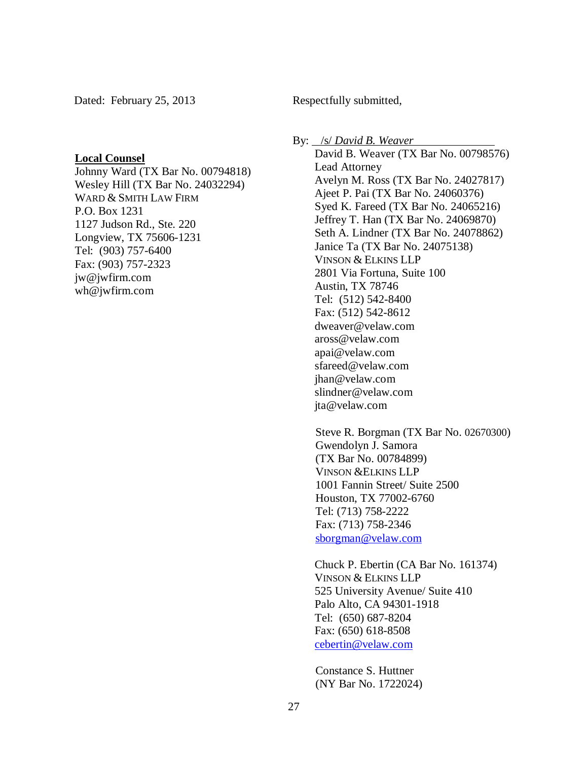Dated: February 25, 2013

Respectfully submitted,

By: /s/ *David B. Weaver*

David B. Weaver (TX Bar No. 00798576)
Lead Attorney
Avelyn M. Ross (TX Bar No. 24027817)
Ajeet P. Pai (TX Bar No. 24060376)
Syed K. Fareed (TX Bar No. 24065216)
Jeffrey T. Han (TX Bar No. 24069870)
Seth A. Lindner (TX Bar No. 24078862)
Janice Ta (TX Bar No. 24075138)
VINSON & ELKINS LLP
2801 Via Fortuna, Suite 100
Austin, TX 78746
Tel: (512) 542-8400
Fax: (512) 542-8612
dweaver@velaw.com
aross@velaw.com
apai@velaw.com
sfareed@velaw.com
jhan@velaw.com
slindner@velaw.com
jta@velaw.com

Steve R. Borgman (TX Bar No. 02670300)
Gwendolyn J. Samora
(TX Bar No. 00784899)
VINSON &ELKINS LLP
1001 Fannin Street/ Suite 2500
Houston, TX 77002-6760
Tel: (713) 758-2222
Fax: (713) 758-2346
sborgman@velaw.com

Chuck P. Ebertin (CA Bar No. 161374)
VINSON & ELKINS LLP
525 University Avenue/ Suite 410
Palo Alto, CA 94301-1918
Tel: (650) 687-8204
Fax: (650) 618-8508
cebertin@velaw.com

Constance S. Huttner
(NY Bar No. 1722024)

**Local Counsel**
Johnny Ward (TX Bar No. 00794818)
Wesley Hill (TX Bar No. 24032294)
WARD & SMITH LAW FIRM
P.O. Box 1231
1127 Judson Rd., Ste. 220
Longview, TX 75606-1231
Tel: (903) 757-6400
Fax: (903) 757-2323
jw@jwfirm.com
wh@jwfirm.com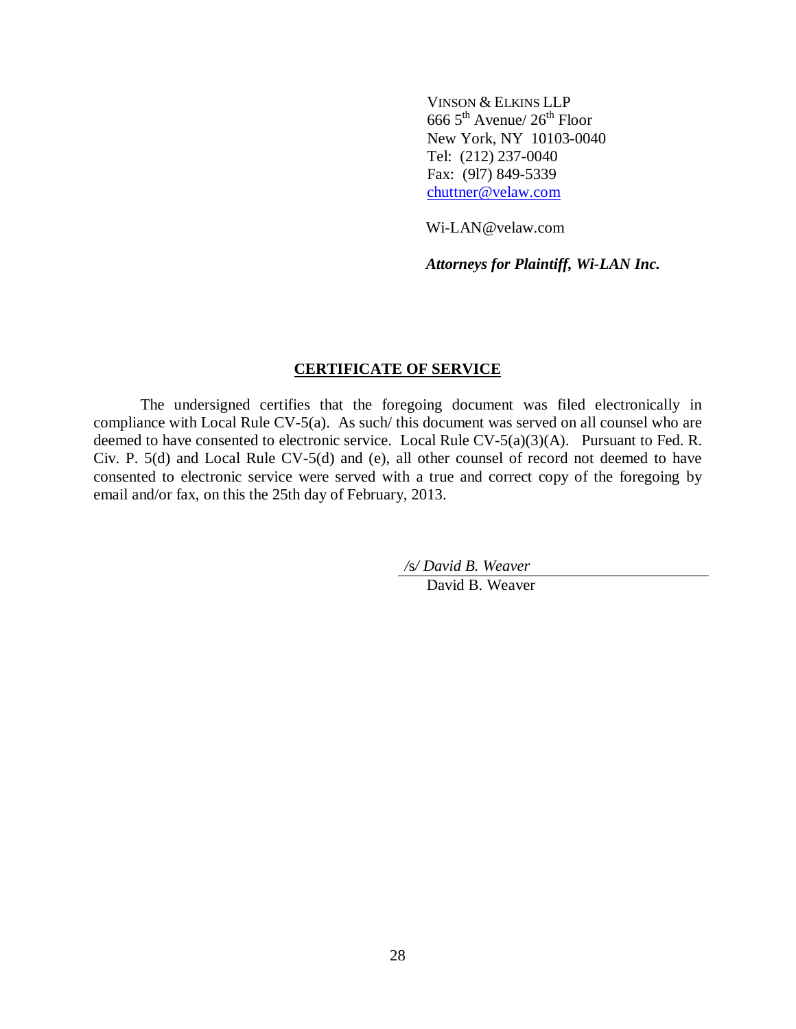VINSON & ELKINS LLP
666 5th Avenue/ 26th Floor
New York, NY 10103-0040
Tel: (212) 237-0040
Fax: (9l7) 849-5339
chuttner@velaw.com

Wi-LAN@velaw.com

***Attorneys for Plaintiff, Wi-LAN Inc.***

## **CERTIFICATE OF SERVICE**

The undersigned certifies that the foregoing document was filed electronically in compliance with Local Rule CV-5(a). As such/ this document was served on all counsel who are deemed to have consented to electronic service. Local Rule CV-5(a)(3)(A). Pursuant to Fed. R. Civ. P. 5(d) and Local Rule CV-5(d) and (e), all other counsel of record not deemed to have consented to electronic service were served with a true and correct copy of the foregoing by email and/or fax, on this the 25th day of February, 2013.

*/s/ David B. Weaver*
David B. Weaver